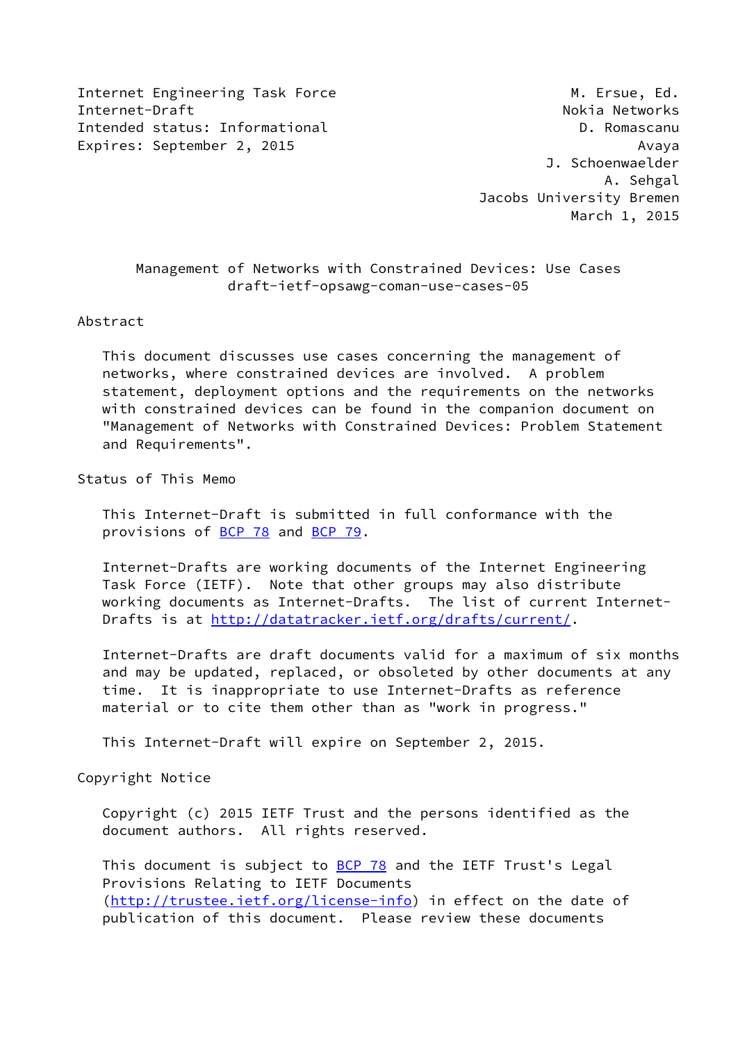Internet Engineering Task Force M. Ersue, Ed.
Internet-Draft Nokia Networks
Intended status: Informational D. Romascanu
Expires: September 2, 2015 Avaya
J. Schoenwaelder
A. Sehgal
Jacobs University Bremen
March 1, 2015

# Management of Networks with Constrained Devices: Use Cases
draft-ietf-opsawg-coman-use-cases-05

## Abstract

This document discusses use cases concerning the management of networks, where constrained devices are involved. A problem statement, deployment options and the requirements on the networks with constrained devices can be found in the companion document on "Management of Networks with Constrained Devices: Problem Statement and Requirements".

## Status of This Memo

This Internet-Draft is submitted in full conformance with the provisions of BCP 78 and BCP 79.

Internet-Drafts are working documents of the Internet Engineering Task Force (IETF). Note that other groups may also distribute working documents as Internet-Drafts. The list of current Internet-Drafts is at http://datatracker.ietf.org/drafts/current/.

Internet-Drafts are draft documents valid for a maximum of six months and may be updated, replaced, or obsoleted by other documents at any time. It is inappropriate to use Internet-Drafts as reference material or to cite them other than as "work in progress."

This Internet-Draft will expire on September 2, 2015.

## Copyright Notice

Copyright (c) 2015 IETF Trust and the persons identified as the document authors. All rights reserved.

This document is subject to BCP 78 and the IETF Trust's Legal Provisions Relating to IETF Documents (http://trustee.ietf.org/license-info) in effect on the date of publication of this document. Please review these documents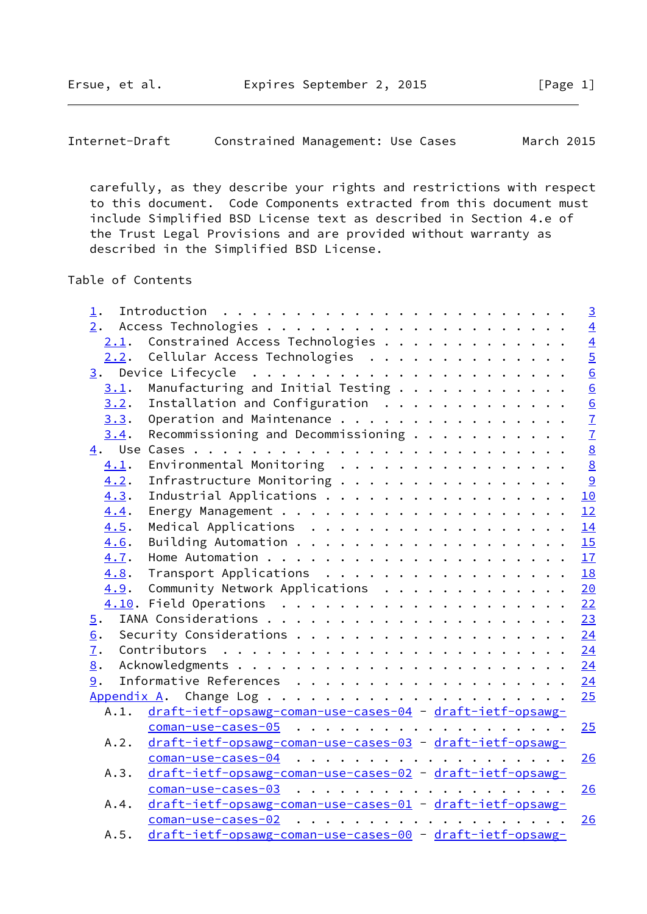carefully, as they describe your rights and restrictions with respect to this document. Code Components extracted from this document must include Simplified BSD License text as described in Section 4.e of the Trust Legal Provisions and are provided without warranty as described in the Simplified BSD License.

## Table of Contents

- 1. Introduction . . . . . . . . . . . . . . . . . . . . . . . . 3
- 2. Access Technologies . . . . . . . . . . . . . . . . . . . . . 4
  - 2.1. Constrained Access Technologies . . . . . . . . . . . . . 4
  - 2.2. Cellular Access Technologies . . . . . . . . . . . . . . 5
- 3. Device Lifecycle . . . . . . . . . . . . . . . . . . . . . . 6
  - 3.1. Manufacturing and Initial Testing . . . . . . . . . . . . 6
  - 3.2. Installation and Configuration . . . . . . . . . . . . . 6
  - 3.3. Operation and Maintenance . . . . . . . . . . . . . . . . 7
  - 3.4. Recommissioning and Decommissioning . . . . . . . . . . . 7
- 4. Use Cases . . . . . . . . . . . . . . . . . . . . . . . . . . 8
  - 4.1. Environmental Monitoring . . . . . . . . . . . . . . . . 8
  - 4.2. Infrastructure Monitoring . . . . . . . . . . . . . . . . 9
  - 4.3. Industrial Applications . . . . . . . . . . . . . . . . . 10
  - 4.4. Energy Management . . . . . . . . . . . . . . . . . . . . 12
  - 4.5. Medical Applications . . . . . . . . . . . . . . . . . . 14
  - 4.6. Building Automation . . . . . . . . . . . . . . . . . . . 15
  - 4.7. Home Automation . . . . . . . . . . . . . . . . . . . . . 17
  - 4.8. Transport Applications . . . . . . . . . . . . . . . . . 18
  - 4.9. Community Network Applications . . . . . . . . . . . . . 20
  - 4.10. Field Operations . . . . . . . . . . . . . . . . . . . . 22
- 5. IANA Considerations . . . . . . . . . . . . . . . . . . . . . 23
- 6. Security Considerations . . . . . . . . . . . . . . . . . . . 24
- 7. Contributors . . . . . . . . . . . . . . . . . . . . . . . . 24
- 8. Acknowledgments . . . . . . . . . . . . . . . . . . . . . . . 24
- 9. Informative References . . . . . . . . . . . . . . . . . . . 24
- Appendix A. Change Log . . . . . . . . . . . . . . . . . . . . . 25
  - A.1. draft-ietf-opsawg-coman-use-cases-04 - draft-ietf-opsawg-coman-use-cases-05 . . . . . . . . . . . . . . . . . . . 25
  - A.2. draft-ietf-opsawg-coman-use-cases-03 - draft-ietf-opsawg-coman-use-cases-04 . . . . . . . . . . . . . . . . . . . 26
  - A.3. draft-ietf-opsawg-coman-use-cases-02 - draft-ietf-opsawg-coman-use-cases-03 . . . . . . . . . . . . . . . . . . . 26
  - A.4. draft-ietf-opsawg-coman-use-cases-01 - draft-ietf-opsawg-coman-use-cases-02 . . . . . . . . . . . . . . . . . . . 26
  - A.5. draft-ietf-opsawg-coman-use-cases-00 - draft-ietf-opsawg-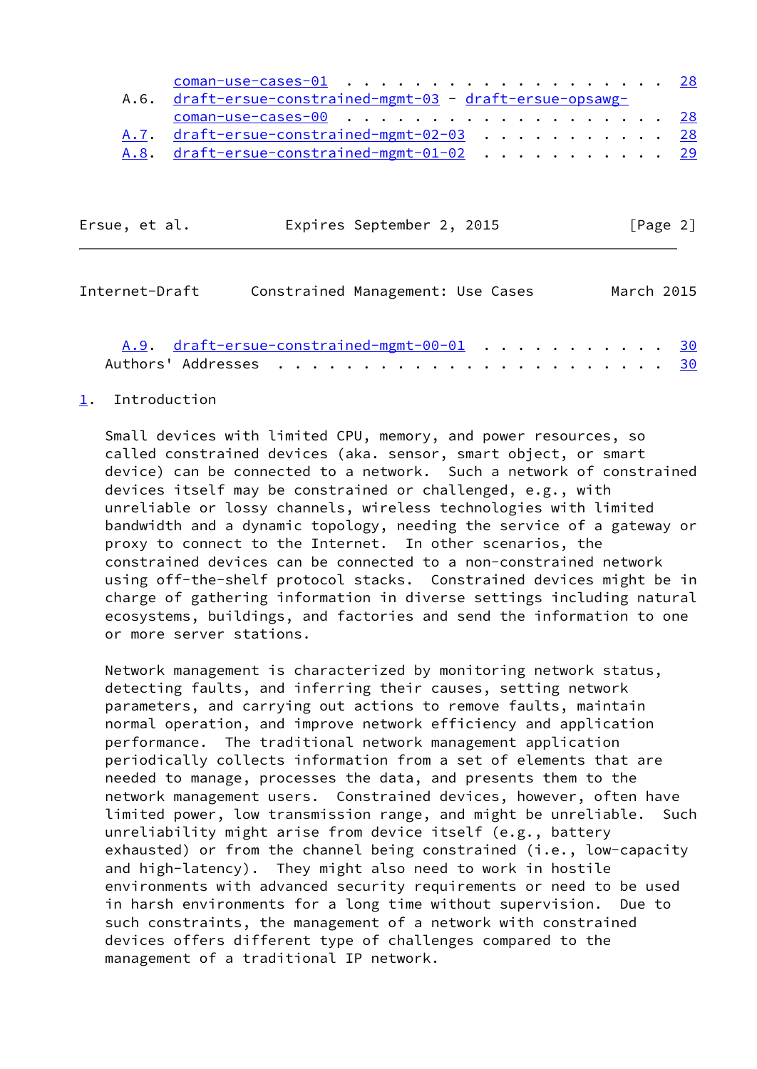coman-use-cases-01 . . . . . . . . . . . . . . . . . . . 28
A.6. draft-ersue-constrained-mgmt-03 - draft-ersue-opsawg-coman-use-cases-00 . . . . . . . . . . . . . . . . . . . 28
A.7. draft-ersue-constrained-mgmt-02-03 . . . . . . . . . . . 28
A.8. draft-ersue-constrained-mgmt-01-02 . . . . . . . . . . . 29
A.9. draft-ersue-constrained-mgmt-00-01 . . . . . . . . . . . 30
Authors' Addresses . . . . . . . . . . . . . . . . . . . . . . . 30

## 1. Introduction

Small devices with limited CPU, memory, and power resources, so called constrained devices (aka. sensor, smart object, or smart device) can be connected to a network. Such a network of constrained devices itself may be constrained or challenged, e.g., with unreliable or lossy channels, wireless technologies with limited bandwidth and a dynamic topology, needing the service of a gateway or proxy to connect to the Internet. In other scenarios, the constrained devices can be connected to a non-constrained network using off-the-shelf protocol stacks. Constrained devices might be in charge of gathering information in diverse settings including natural ecosystems, buildings, and factories and send the information to one or more server stations.

Network management is characterized by monitoring network status, detecting faults, and inferring their causes, setting network parameters, and carrying out actions to remove faults, maintain normal operation, and improve network efficiency and application performance. The traditional network management application periodically collects information from a set of elements that are needed to manage, processes the data, and presents them to the network management users. Constrained devices, however, often have limited power, low transmission range, and might be unreliable. Such unreliability might arise from device itself (e.g., battery exhausted) or from the channel being constrained (i.e., low-capacity and high-latency). They might also need to work in hostile environments with advanced security requirements or need to be used in harsh environments for a long time without supervision. Due to such constraints, the management of a network with constrained devices offers different type of challenges compared to the management of a traditional IP network.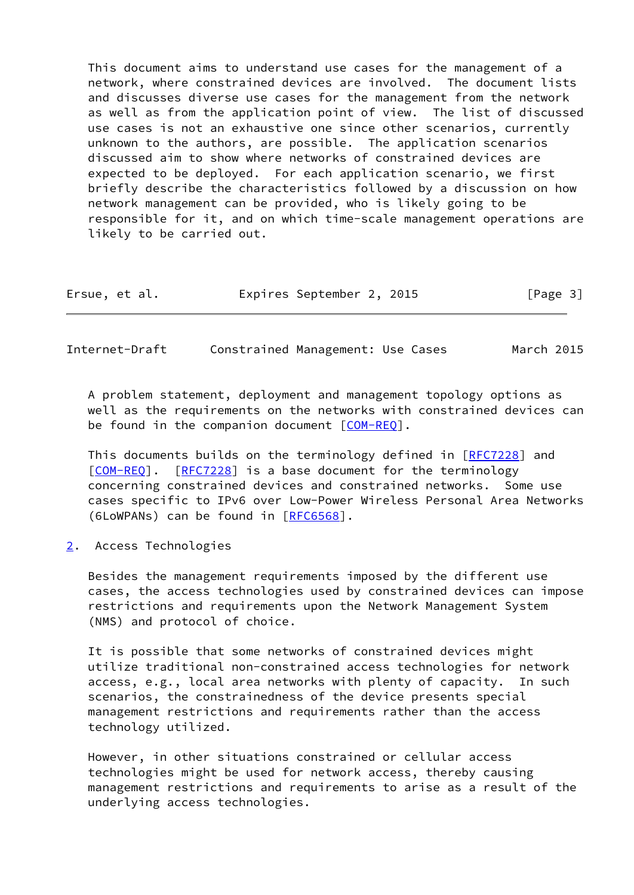This document aims to understand use cases for the management of a network, where constrained devices are involved. The document lists and discusses diverse use cases for the management from the network as well as from the application point of view. The list of discussed use cases is not an exhaustive one since other scenarios, currently unknown to the authors, are possible. The application scenarios discussed aim to show where networks of constrained devices are expected to be deployed. For each application scenario, we first briefly describe the characteristics followed by a discussion on how network management can be provided, who is likely going to be responsible for it, and on which time-scale management operations are likely to be carried out.

A problem statement, deployment and management topology options as well as the requirements on the networks with constrained devices can be found in the companion document [COM-REQ].

This documents builds on the terminology defined in [RFC7228] and [COM-REQ]. [RFC7228] is a base document for the terminology concerning constrained devices and constrained networks. Some use cases specific to IPv6 over Low-Power Wireless Personal Area Networks (6LoWPANs) can be found in [RFC6568].

## 2. Access Technologies

Besides the management requirements imposed by the different use cases, the access technologies used by constrained devices can impose restrictions and requirements upon the Network Management System (NMS) and protocol of choice.

It is possible that some networks of constrained devices might utilize traditional non-constrained access technologies for network access, e.g., local area networks with plenty of capacity. In such scenarios, the constrainedness of the device presents special management restrictions and requirements rather than the access technology utilized.

However, in other situations constrained or cellular access technologies might be used for network access, thereby causing management restrictions and requirements to arise as a result of the underlying access technologies.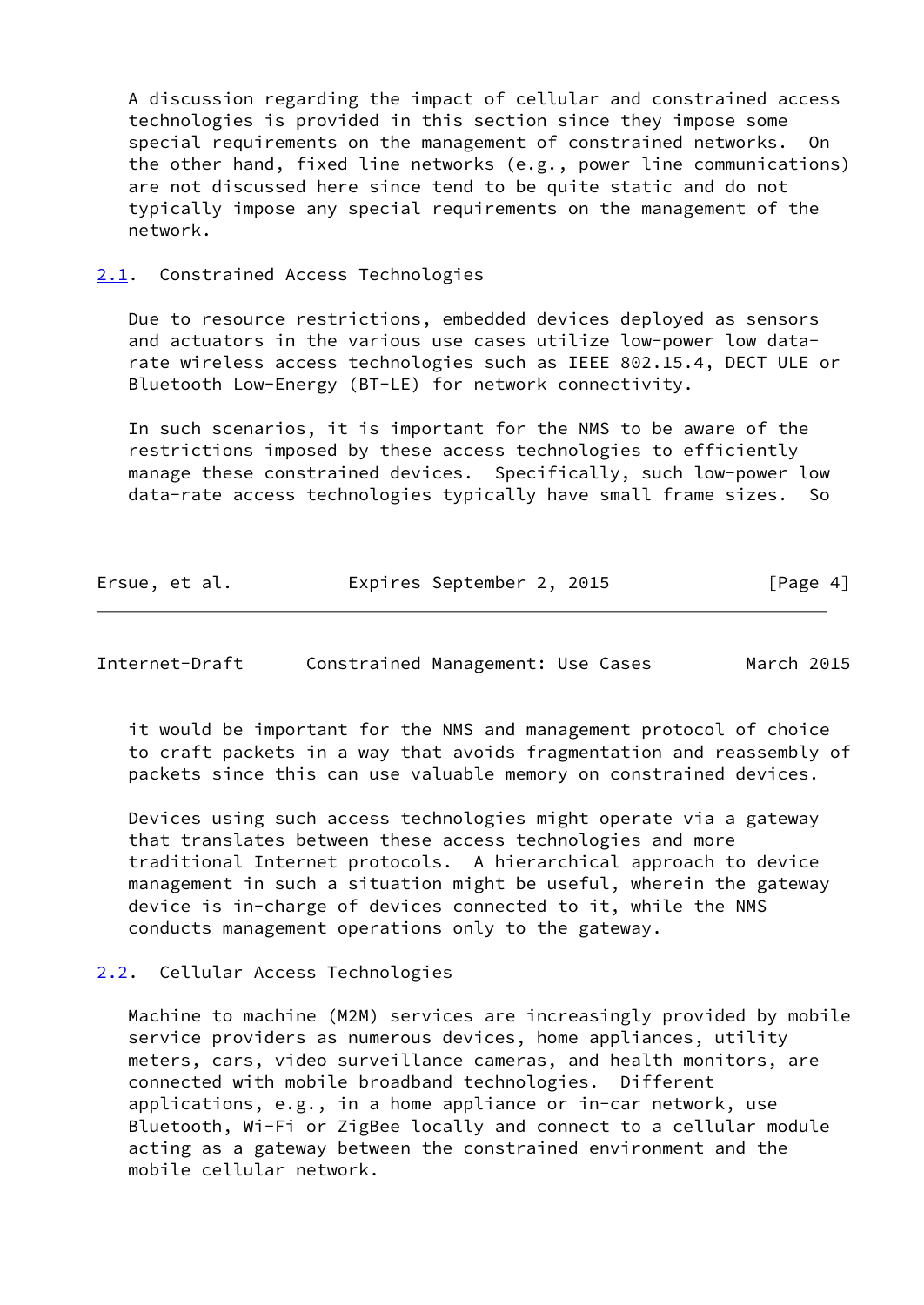A discussion regarding the impact of cellular and constrained access technologies is provided in this section since they impose some special requirements on the management of constrained networks. On the other hand, fixed line networks (e.g., power line communications) are not discussed here since tend to be quite static and do not typically impose any special requirements on the management of the network.

## 2.1. Constrained Access Technologies

Due to resource restrictions, embedded devices deployed as sensors and actuators in the various use cases utilize low-power low data-rate wireless access technologies such as IEEE 802.15.4, DECT ULE or Bluetooth Low-Energy (BT-LE) for network connectivity.

In such scenarios, it is important for the NMS to be aware of the restrictions imposed by these access technologies to efficiently manage these constrained devices. Specifically, such low-power low data-rate access technologies typically have small frame sizes. So it would be important for the NMS and management protocol of choice to craft packets in a way that avoids fragmentation and reassembly of packets since this can use valuable memory on constrained devices.

Devices using such access technologies might operate via a gateway that translates between these access technologies and more traditional Internet protocols. A hierarchical approach to device management in such a situation might be useful, wherein the gateway device is in-charge of devices connected to it, while the NMS conducts management operations only to the gateway.

## 2.2. Cellular Access Technologies

Machine to machine (M2M) services are increasingly provided by mobile service providers as numerous devices, home appliances, utility meters, cars, video surveillance cameras, and health monitors, are connected with mobile broadband technologies. Different applications, e.g., in a home appliance or in-car network, use Bluetooth, Wi-Fi or ZigBee locally and connect to a cellular module acting as a gateway between the constrained environment and the mobile cellular network.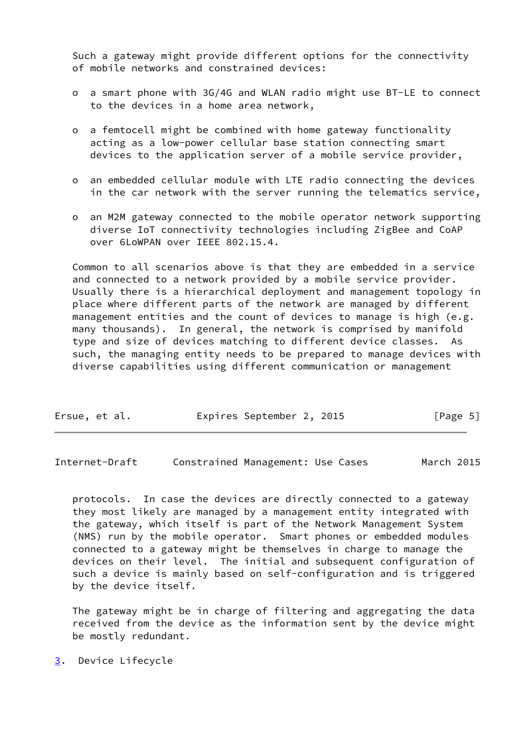Such a gateway might provide different options for the connectivity of mobile networks and constrained devices:

- a smart phone with 3G/4G and WLAN radio might use BT-LE to connect to the devices in a home area network,
- a femtocell might be combined with home gateway functionality acting as a low-power cellular base station connecting smart devices to the application server of a mobile service provider,
- an embedded cellular module with LTE radio connecting the devices in the car network with the server running the telematics service,
- an M2M gateway connected to the mobile operator network supporting diverse IoT connectivity technologies including ZigBee and CoAP over 6LoWPAN over IEEE 802.15.4.

Common to all scenarios above is that they are embedded in a service and connected to a network provided by a mobile service provider. Usually there is a hierarchical deployment and management topology in place where different parts of the network are managed by different management entities and the count of devices to manage is high (e.g. many thousands). In general, the network is comprised by manifold type and size of devices matching to different device classes. As such, the managing entity needs to be prepared to manage devices with diverse capabilities using different communication or management protocols. In case the devices are directly connected to a gateway they most likely are managed by a management entity integrated with the gateway, which itself is part of the Network Management System (NMS) run by the mobile operator. Smart phones or embedded modules connected to a gateway might be themselves in charge to manage the devices on their level. The initial and subsequent configuration of such a device is mainly based on self-configuration and is triggered by the device itself.

The gateway might be in charge of filtering and aggregating the data received from the device as the information sent by the device might be mostly redundant.

## 3. Device Lifecycle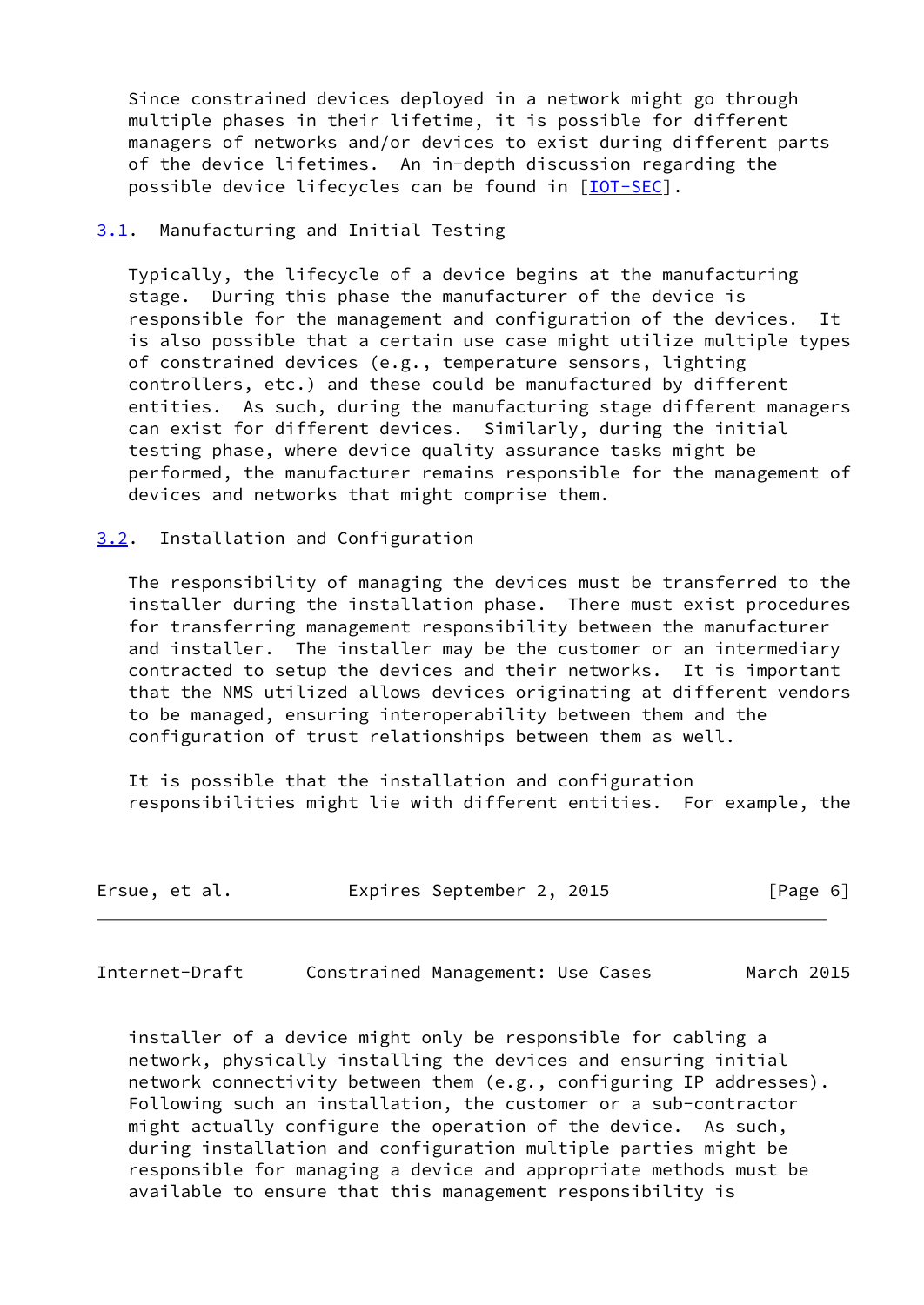Since constrained devices deployed in a network might go through multiple phases in their lifetime, it is possible for different managers of networks and/or devices to exist during different parts of the device lifetimes. An in-depth discussion regarding the possible device lifecycles can be found in [IOT-SEC].

## 3.1. Manufacturing and Initial Testing

Typically, the lifecycle of a device begins at the manufacturing stage. During this phase the manufacturer of the device is responsible for the management and configuration of the devices. It is also possible that a certain use case might utilize multiple types of constrained devices (e.g., temperature sensors, lighting controllers, etc.) and these could be manufactured by different entities. As such, during the manufacturing stage different managers can exist for different devices. Similarly, during the initial testing phase, where device quality assurance tasks might be performed, the manufacturer remains responsible for the management of devices and networks that might comprise them.

## 3.2. Installation and Configuration

The responsibility of managing the devices must be transferred to the installer during the installation phase. There must exist procedures for transferring management responsibility between the manufacturer and installer. The installer may be the customer or an intermediary contracted to setup the devices and their networks. It is important that the NMS utilized allows devices originating at different vendors to be managed, ensuring interoperability between them and the configuration of trust relationships between them as well.

It is possible that the installation and configuration responsibilities might lie with different entities. For example, the installer of a device might only be responsible for cabling a network, physically installing the devices and ensuring initial network connectivity between them (e.g., configuring IP addresses). Following such an installation, the customer or a sub-contractor might actually configure the operation of the device. As such, during installation and configuration multiple parties might be responsible for managing a device and appropriate methods must be available to ensure that this management responsibility is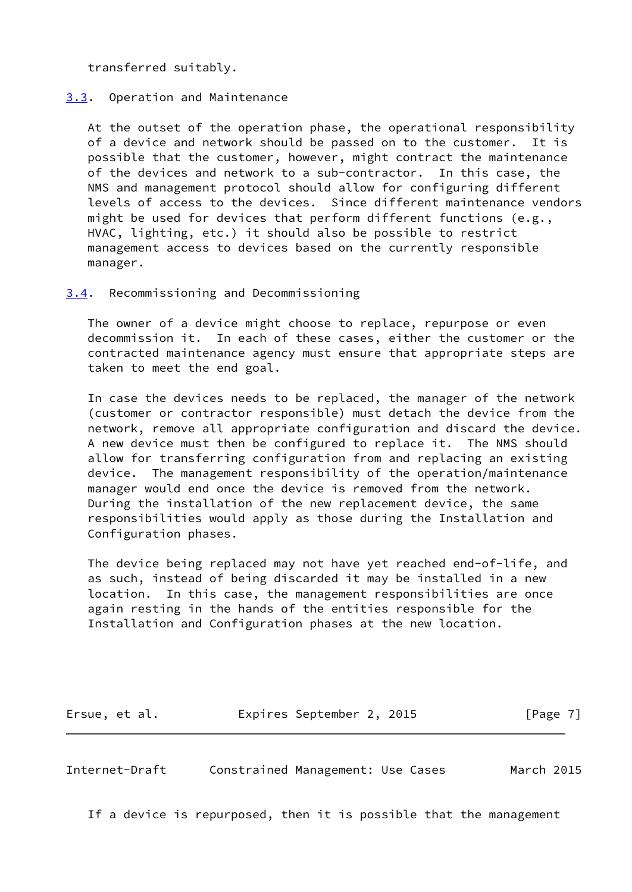transferred suitably.

### 3.3. Operation and Maintenance

At the outset of the operation phase, the operational responsibility of a device and network should be passed on to the customer. It is possible that the customer, however, might contract the maintenance of the devices and network to a sub-contractor. In this case, the NMS and management protocol should allow for configuring different levels of access to the devices. Since different maintenance vendors might be used for devices that perform different functions (e.g., HVAC, lighting, etc.) it should also be possible to restrict management access to devices based on the currently responsible manager.

### 3.4. Recommissioning and Decommissioning

The owner of a device might choose to replace, repurpose or even decommission it. In each of these cases, either the customer or the contracted maintenance agency must ensure that appropriate steps are taken to meet the end goal.

In case the devices needs to be replaced, the manager of the network (customer or contractor responsible) must detach the device from the network, remove all appropriate configuration and discard the device. A new device must then be configured to replace it. The NMS should allow for transferring configuration from and replacing an existing device. The management responsibility of the operation/maintenance manager would end once the device is removed from the network. During the installation of the new replacement device, the same responsibilities would apply as those during the Installation and Configuration phases.

The device being replaced may not have yet reached end-of-life, and as such, instead of being discarded it may be installed in a new location. In this case, the management responsibilities are once again resting in the hands of the entities responsible for the Installation and Configuration phases at the new location.

If a device is repurposed, then it is possible that the management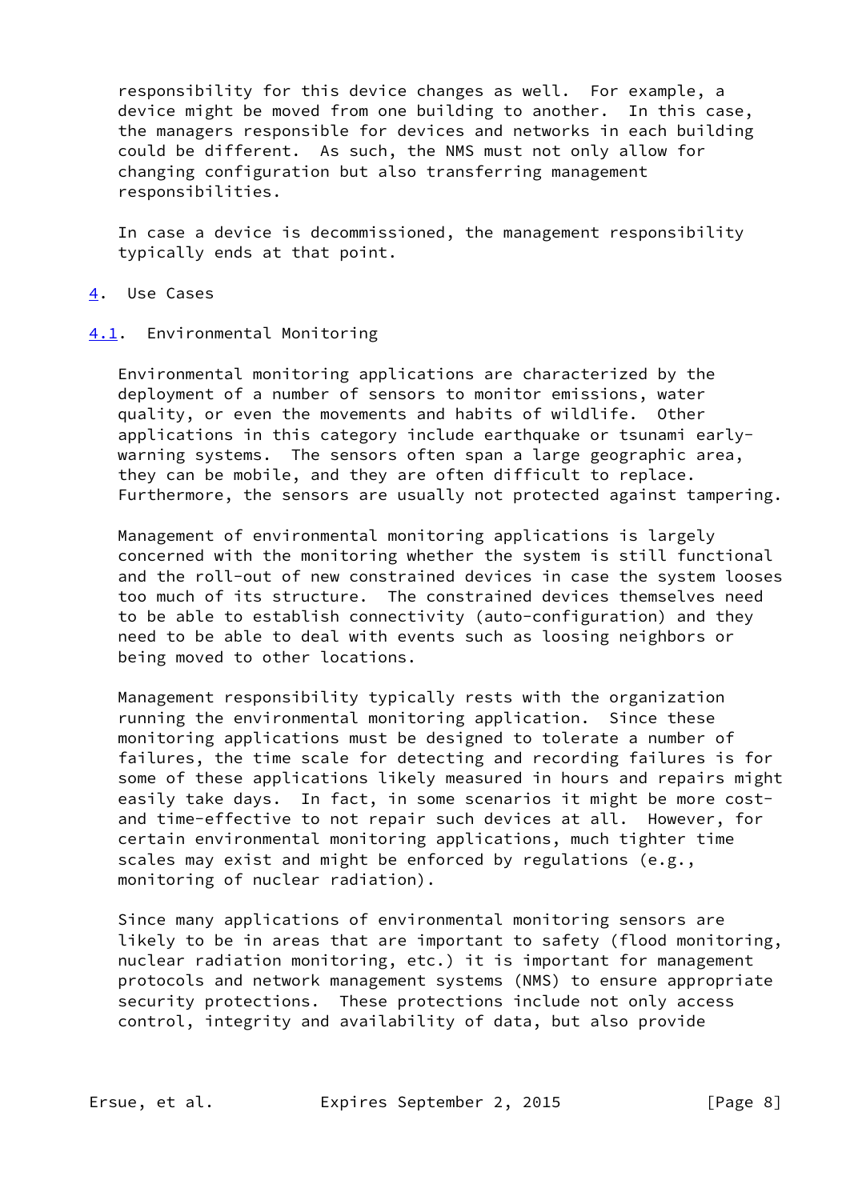responsibility for this device changes as well. For example, a device might be moved from one building to another. In this case, the managers responsible for devices and networks in each building could be different. As such, the NMS must not only allow for changing configuration but also transferring management responsibilities.

In case a device is decommissioned, the management responsibility typically ends at that point.

## 4. Use Cases

### 4.1. Environmental Monitoring

Environmental monitoring applications are characterized by the deployment of a number of sensors to monitor emissions, water quality, or even the movements and habits of wildlife. Other applications in this category include earthquake or tsunami early-warning systems. The sensors often span a large geographic area, they can be mobile, and they are often difficult to replace. Furthermore, the sensors are usually not protected against tampering.

Management of environmental monitoring applications is largely concerned with the monitoring whether the system is still functional and the roll-out of new constrained devices in case the system looses too much of its structure. The constrained devices themselves need to be able to establish connectivity (auto-configuration) and they need to be able to deal with events such as loosing neighbors or being moved to other locations.

Management responsibility typically rests with the organization running the environmental monitoring application. Since these monitoring applications must be designed to tolerate a number of failures, the time scale for detecting and recording failures is for some of these applications likely measured in hours and repairs might easily take days. In fact, in some scenarios it might be more cost- and time-effective to not repair such devices at all. However, for certain environmental monitoring applications, much tighter time scales may exist and might be enforced by regulations (e.g., monitoring of nuclear radiation).

Since many applications of environmental monitoring sensors are likely to be in areas that are important to safety (flood monitoring, nuclear radiation monitoring, etc.) it is important for management protocols and network management systems (NMS) to ensure appropriate security protections. These protections include not only access control, integrity and availability of data, but also provide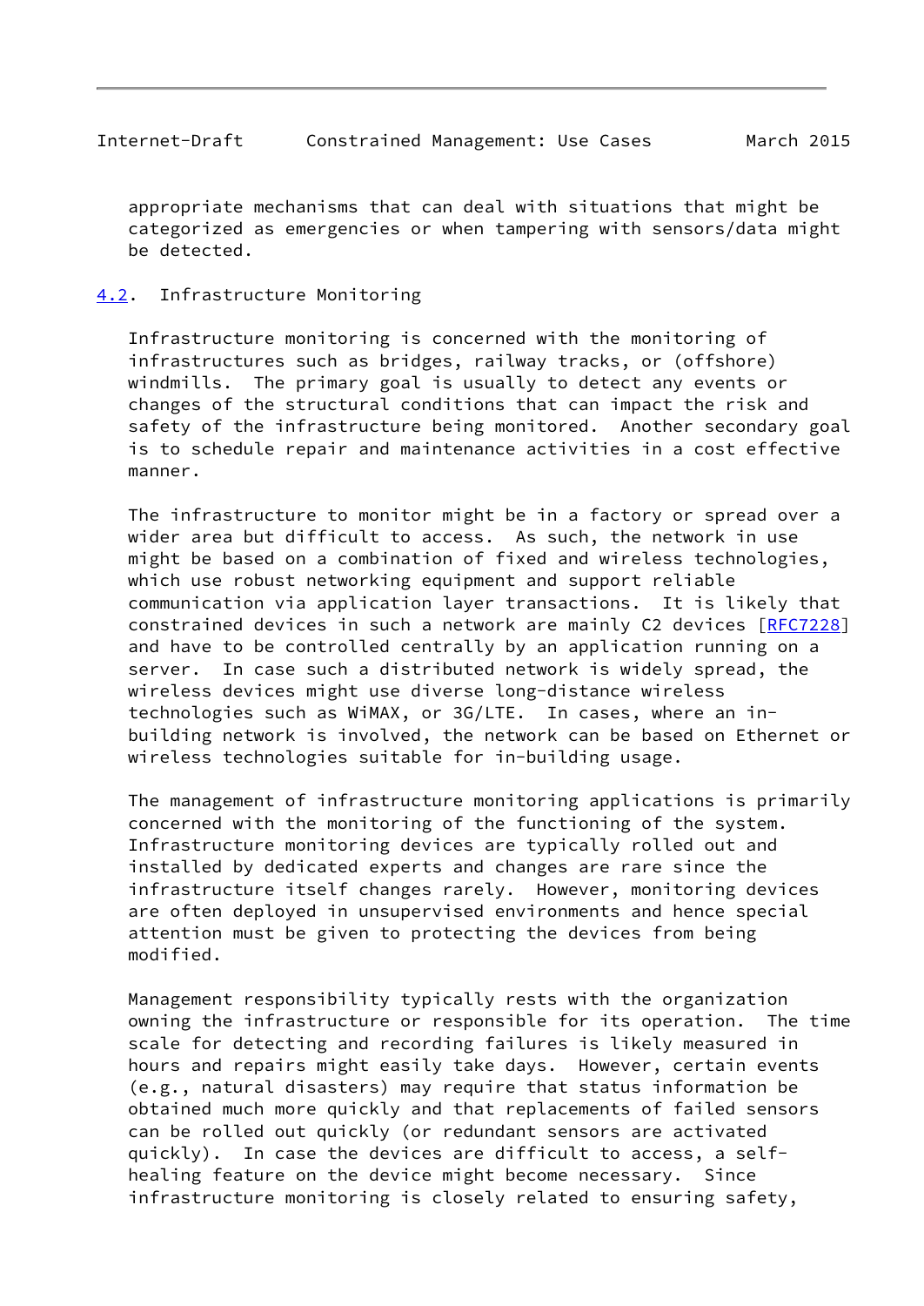appropriate mechanisms that can deal with situations that might be categorized as emergencies or when tampering with sensors/data might be detected.

## 4.2. Infrastructure Monitoring

Infrastructure monitoring is concerned with the monitoring of infrastructures such as bridges, railway tracks, or (offshore) windmills. The primary goal is usually to detect any events or changes of the structural conditions that can impact the risk and safety of the infrastructure being monitored. Another secondary goal is to schedule repair and maintenance activities in a cost effective manner.

The infrastructure to monitor might be in a factory or spread over a wider area but difficult to access. As such, the network in use might be based on a combination of fixed and wireless technologies, which use robust networking equipment and support reliable communication via application layer transactions. It is likely that constrained devices in such a network are mainly C2 devices [RFC7228] and have to be controlled centrally by an application running on a server. In case such a distributed network is widely spread, the wireless devices might use diverse long-distance wireless technologies such as WiMAX, or 3G/LTE. In cases, where an in-building network is involved, the network can be based on Ethernet or wireless technologies suitable for in-building usage.

The management of infrastructure monitoring applications is primarily concerned with the monitoring of the functioning of the system. Infrastructure monitoring devices are typically rolled out and installed by dedicated experts and changes are rare since the infrastructure itself changes rarely. However, monitoring devices are often deployed in unsupervised environments and hence special attention must be given to protecting the devices from being modified.

Management responsibility typically rests with the organization owning the infrastructure or responsible for its operation. The time scale for detecting and recording failures is likely measured in hours and repairs might easily take days. However, certain events (e.g., natural disasters) may require that status information be obtained much more quickly and that replacements of failed sensors can be rolled out quickly (or redundant sensors are activated quickly). In case the devices are difficult to access, a self-healing feature on the device might become necessary. Since infrastructure monitoring is closely related to ensuring safety,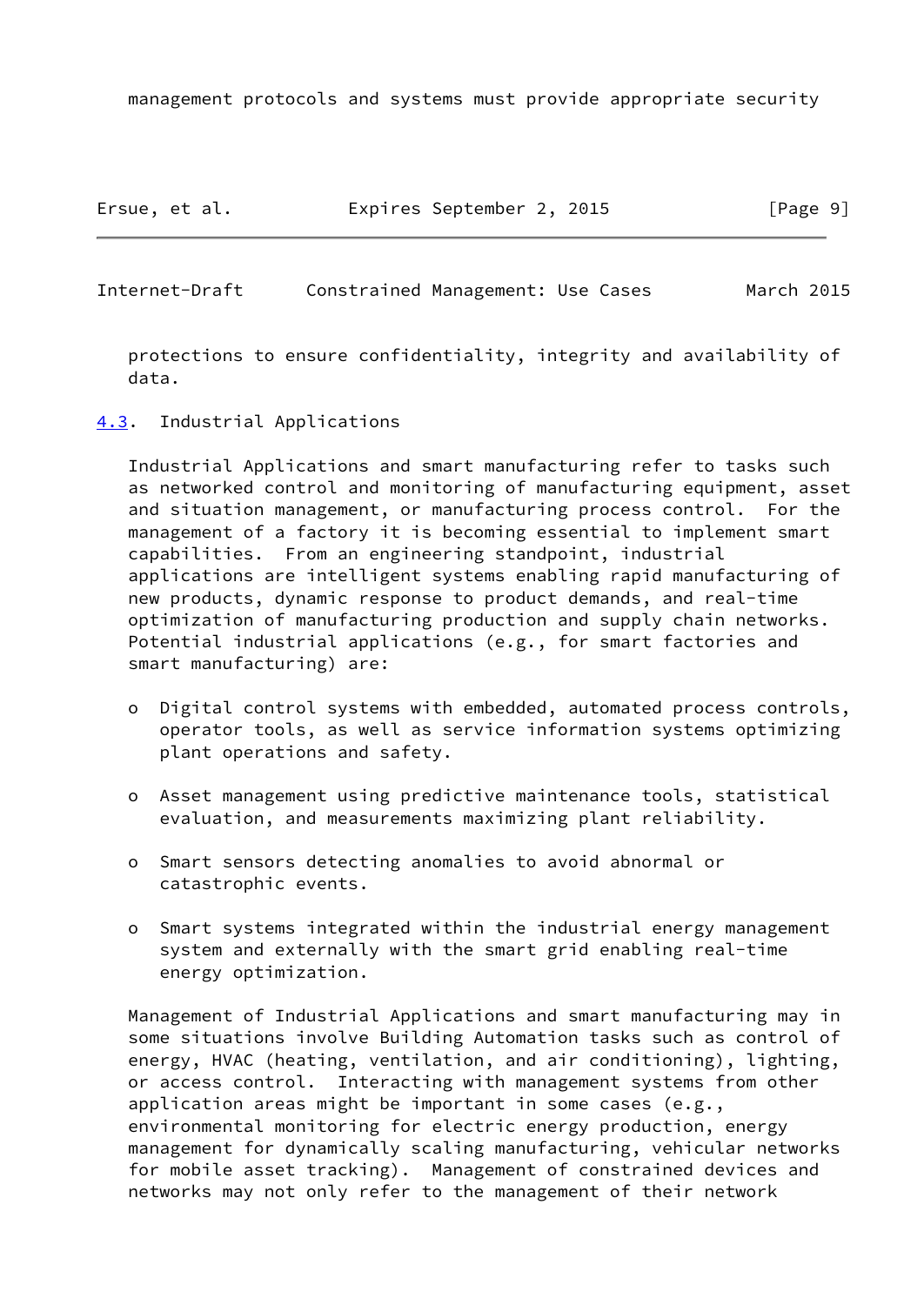management protocols and systems must provide appropriate security protections to ensure confidentiality, integrity and availability of data.

### 4.3. Industrial Applications

Industrial Applications and smart manufacturing refer to tasks such as networked control and monitoring of manufacturing equipment, asset and situation management, or manufacturing process control. For the management of a factory it is becoming essential to implement smart capabilities. From an engineering standpoint, industrial applications are intelligent systems enabling rapid manufacturing of new products, dynamic response to product demands, and real-time optimization of manufacturing production and supply chain networks. Potential industrial applications (e.g., for smart factories and smart manufacturing) are:

- Digital control systems with embedded, automated process controls, operator tools, as well as service information systems optimizing plant operations and safety.
- Asset management using predictive maintenance tools, statistical evaluation, and measurements maximizing plant reliability.
- Smart sensors detecting anomalies to avoid abnormal or catastrophic events.
- Smart systems integrated within the industrial energy management system and externally with the smart grid enabling real-time energy optimization.

Management of Industrial Applications and smart manufacturing may in some situations involve Building Automation tasks such as control of energy, HVAC (heating, ventilation, and air conditioning), lighting, or access control. Interacting with management systems from other application areas might be important in some cases (e.g., environmental monitoring for electric energy production, energy management for dynamically scaling manufacturing, vehicular networks for mobile asset tracking). Management of constrained devices and networks may not only refer to the management of their network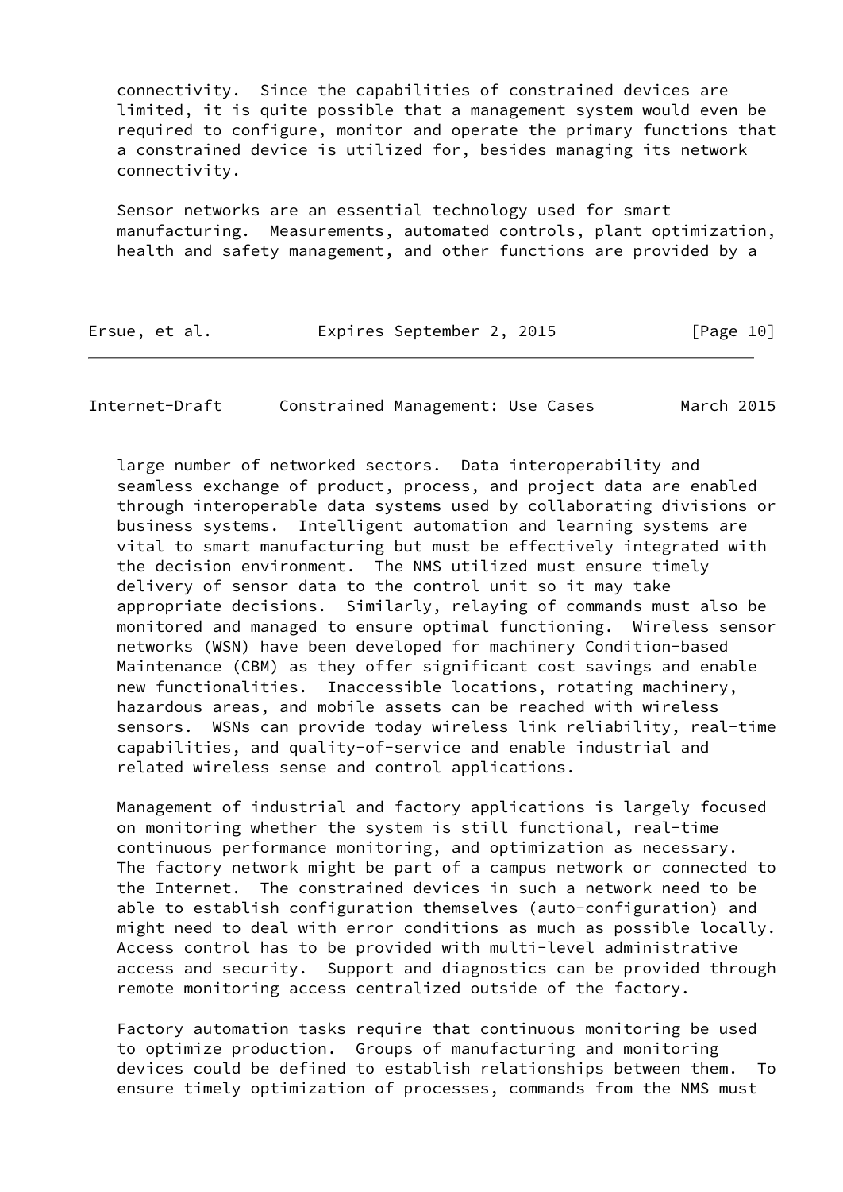connectivity. Since the capabilities of constrained devices are limited, it is quite possible that a management system would even be required to configure, monitor and operate the primary functions that a constrained device is utilized for, besides managing its network connectivity.

Sensor networks are an essential technology used for smart manufacturing. Measurements, automated controls, plant optimization, health and safety management, and other functions are provided by a large number of networked sectors. Data interoperability and seamless exchange of product, process, and project data are enabled through interoperable data systems used by collaborating divisions or business systems. Intelligent automation and learning systems are vital to smart manufacturing but must be effectively integrated with the decision environment. The NMS utilized must ensure timely delivery of sensor data to the control unit so it may take appropriate decisions. Similarly, relaying of commands must also be monitored and managed to ensure optimal functioning. Wireless sensor networks (WSN) have been developed for machinery Condition-based Maintenance (CBM) as they offer significant cost savings and enable new functionalities. Inaccessible locations, rotating machinery, hazardous areas, and mobile assets can be reached with wireless sensors. WSNs can provide today wireless link reliability, real-time capabilities, and quality-of-service and enable industrial and related wireless sense and control applications.

Management of industrial and factory applications is largely focused on monitoring whether the system is still functional, real-time continuous performance monitoring, and optimization as necessary. The factory network might be part of a campus network or connected to the Internet. The constrained devices in such a network need to be able to establish configuration themselves (auto-configuration) and might need to deal with error conditions as much as possible locally. Access control has to be provided with multi-level administrative access and security. Support and diagnostics can be provided through remote monitoring access centralized outside of the factory.

Factory automation tasks require that continuous monitoring be used to optimize production. Groups of manufacturing and monitoring devices could be defined to establish relationships between them. To ensure timely optimization of processes, commands from the NMS must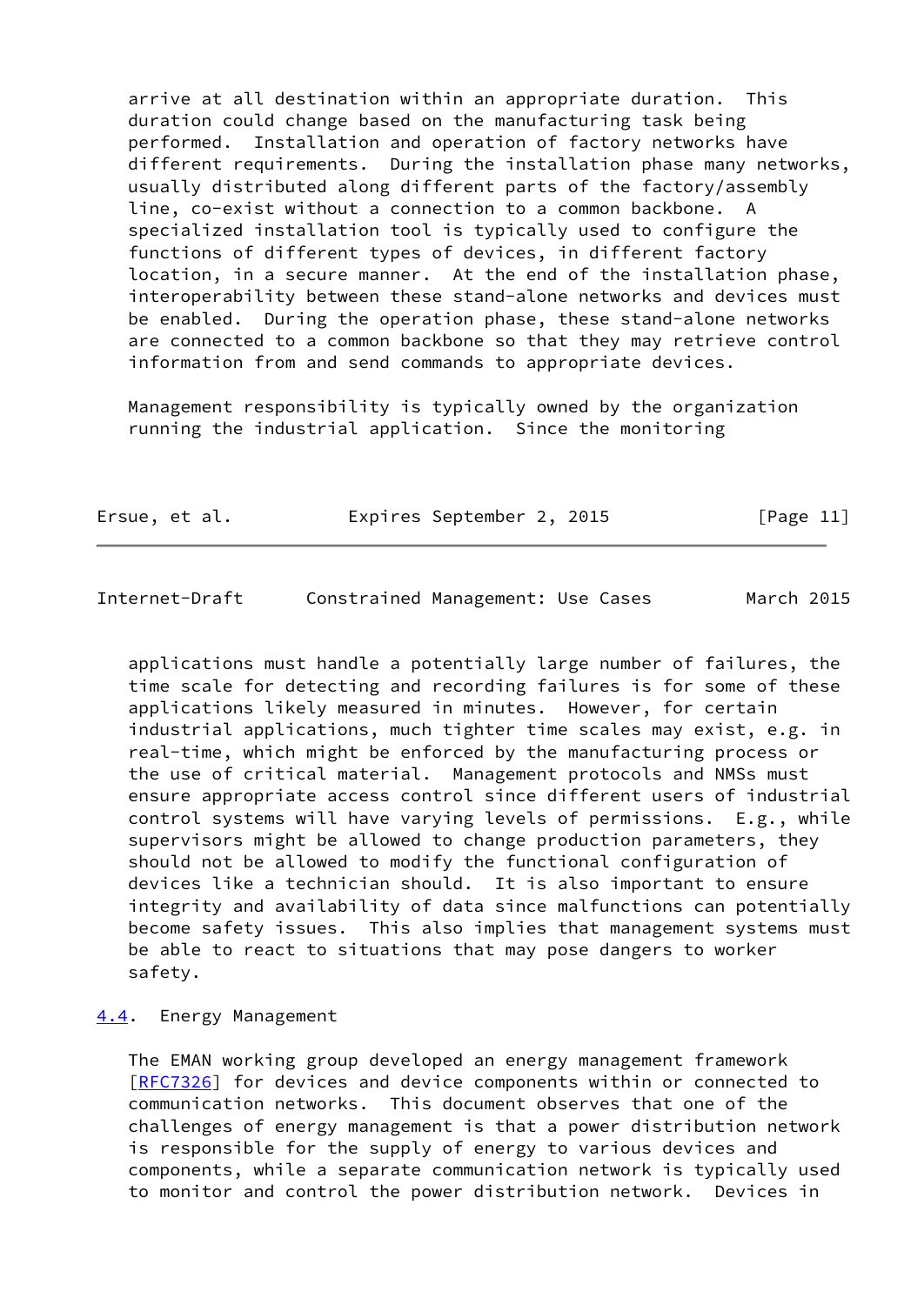arrive at all destination within an appropriate duration. This duration could change based on the manufacturing task being performed. Installation and operation of factory networks have different requirements. During the installation phase many networks, usually distributed along different parts of the factory/assembly line, co-exist without a connection to a common backbone. A specialized installation tool is typically used to configure the functions of different types of devices, in different factory location, in a secure manner. At the end of the installation phase, interoperability between these stand-alone networks and devices must be enabled. During the operation phase, these stand-alone networks are connected to a common backbone so that they may retrieve control information from and send commands to appropriate devices.

Management responsibility is typically owned by the organization running the industrial application. Since the monitoring applications must handle a potentially large number of failures, the time scale for detecting and recording failures is for some of these applications likely measured in minutes. However, for certain industrial applications, much tighter time scales may exist, e.g. in real-time, which might be enforced by the manufacturing process or the use of critical material. Management protocols and NMSs must ensure appropriate access control since different users of industrial control systems will have varying levels of permissions. E.g., while supervisors might be allowed to change production parameters, they should not be allowed to modify the functional configuration of devices like a technician should. It is also important to ensure integrity and availability of data since malfunctions can potentially become safety issues. This also implies that management systems must be able to react to situations that may pose dangers to worker safety.

## 4.4. Energy Management

The EMAN working group developed an energy management framework [RFC7326] for devices and device components within or connected to communication networks. This document observes that one of the challenges of energy management is that a power distribution network is responsible for the supply of energy to various devices and components, while a separate communication network is typically used to monitor and control the power distribution network. Devices in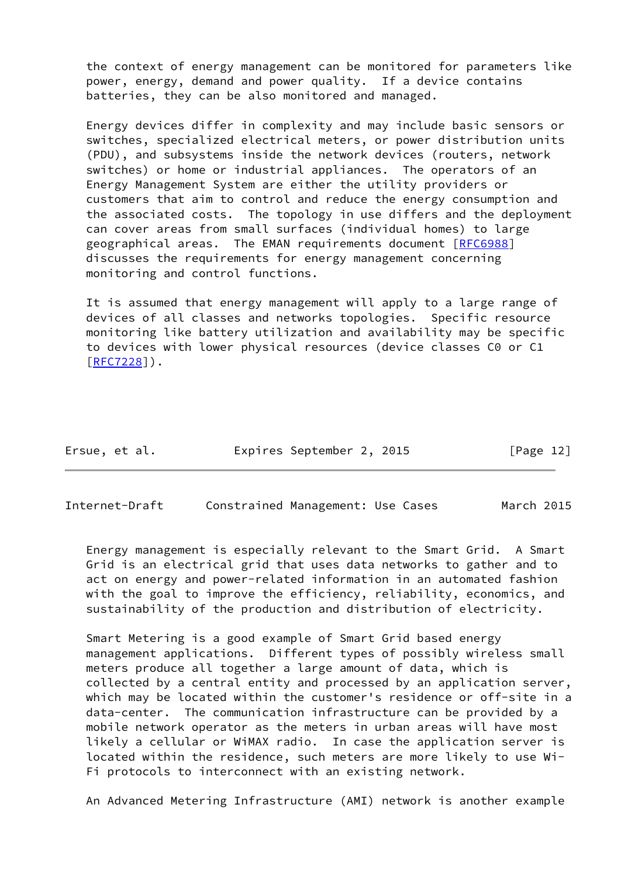the context of energy management can be monitored for parameters like power, energy, demand and power quality. If a device contains batteries, they can be also monitored and managed.

Energy devices differ in complexity and may include basic sensors or switches, specialized electrical meters, or power distribution units (PDU), and subsystems inside the network devices (routers, network switches) or home or industrial appliances. The operators of an Energy Management System are either the utility providers or customers that aim to control and reduce the energy consumption and the associated costs. The topology in use differs and the deployment can cover areas from small surfaces (individual homes) to large geographical areas. The EMAN requirements document [RFC6988] discusses the requirements for energy management concerning monitoring and control functions.

It is assumed that energy management will apply to a large range of devices of all classes and networks topologies. Specific resource monitoring like battery utilization and availability may be specific to devices with lower physical resources (device classes C0 or C1 [RFC7228]).

Energy management is especially relevant to the Smart Grid. A Smart Grid is an electrical grid that uses data networks to gather and to act on energy and power-related information in an automated fashion with the goal to improve the efficiency, reliability, economics, and sustainability of the production and distribution of electricity.

Smart Metering is a good example of Smart Grid based energy management applications. Different types of possibly wireless small meters produce all together a large amount of data, which is collected by a central entity and processed by an application server, which may be located within the customer's residence or off-site in a data-center. The communication infrastructure can be provided by a mobile network operator as the meters in urban areas will have most likely a cellular or WiMAX radio. In case the application server is located within the residence, such meters are more likely to use Wi-Fi protocols to interconnect with an existing network.

An Advanced Metering Infrastructure (AMI) network is another example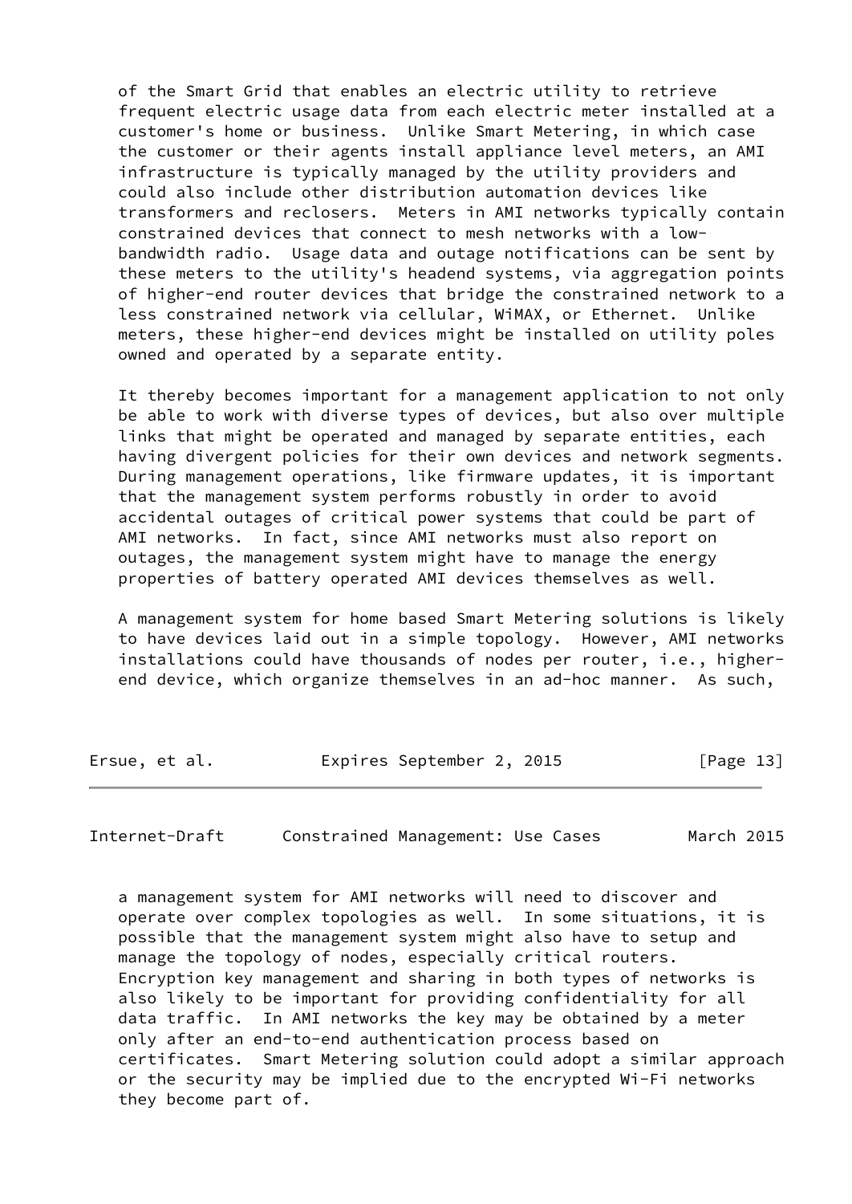of the Smart Grid that enables an electric utility to retrieve frequent electric usage data from each electric meter installed at a customer's home or business. Unlike Smart Metering, in which case the customer or their agents install appliance level meters, an AMI infrastructure is typically managed by the utility providers and could also include other distribution automation devices like transformers and reclosers. Meters in AMI networks typically contain constrained devices that connect to mesh networks with a low-bandwidth radio. Usage data and outage notifications can be sent by these meters to the utility's headend systems, via aggregation points of higher-end router devices that bridge the constrained network to a less constrained network via cellular, WiMAX, or Ethernet. Unlike meters, these higher-end devices might be installed on utility poles owned and operated by a separate entity.

It thereby becomes important for a management application to not only be able to work with diverse types of devices, but also over multiple links that might be operated and managed by separate entities, each having divergent policies for their own devices and network segments. During management operations, like firmware updates, it is important that the management system performs robustly in order to avoid accidental outages of critical power systems that could be part of AMI networks. In fact, since AMI networks must also report on outages, the management system might have to manage the energy properties of battery operated AMI devices themselves as well.

A management system for home based Smart Metering solutions is likely to have devices laid out in a simple topology. However, AMI networks installations could have thousands of nodes per router, i.e., higher-end device, which organize themselves in an ad-hoc manner. As such, a management system for AMI networks will need to discover and operate over complex topologies as well. In some situations, it is possible that the management system might also have to setup and manage the topology of nodes, especially critical routers. Encryption key management and sharing in both types of networks is also likely to be important for providing confidentiality for all data traffic. In AMI networks the key may be obtained by a meter only after an end-to-end authentication process based on certificates. Smart Metering solution could adopt a similar approach or the security may be implied due to the encrypted Wi-Fi networks they become part of.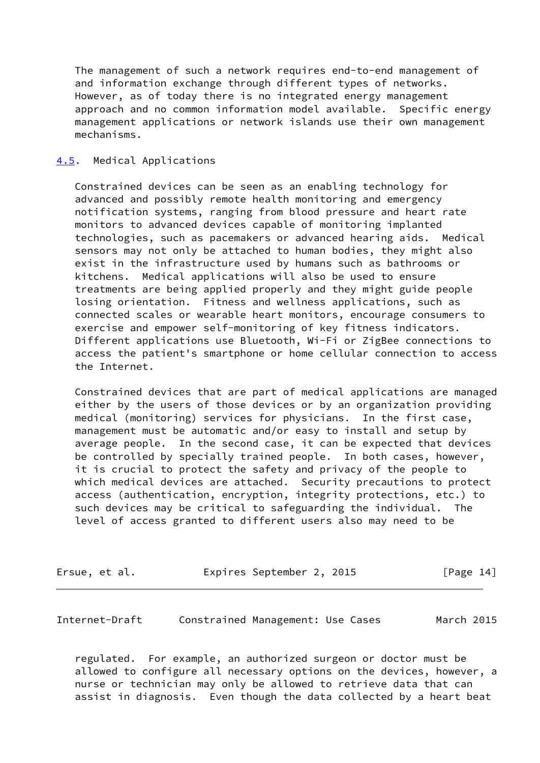The management of such a network requires end-to-end management of and information exchange through different types of networks. However, as of today there is no integrated energy management approach and no common information model available. Specific energy management applications or network islands use their own management mechanisms.

### 4.5. Medical Applications

Constrained devices can be seen as an enabling technology for advanced and possibly remote health monitoring and emergency notification systems, ranging from blood pressure and heart rate monitors to advanced devices capable of monitoring implanted technologies, such as pacemakers or advanced hearing aids. Medical sensors may not only be attached to human bodies, they might also exist in the infrastructure used by humans such as bathrooms or kitchens. Medical applications will also be used to ensure treatments are being applied properly and they might guide people losing orientation. Fitness and wellness applications, such as connected scales or wearable heart monitors, encourage consumers to exercise and empower self-monitoring of key fitness indicators. Different applications use Bluetooth, Wi-Fi or ZigBee connections to access the patient's smartphone or home cellular connection to access the Internet.

Constrained devices that are part of medical applications are managed either by the users of those devices or by an organization providing medical (monitoring) services for physicians. In the first case, management must be automatic and/or easy to install and setup by average people. In the second case, it can be expected that devices be controlled by specially trained people. In both cases, however, it is crucial to protect the safety and privacy of the people to which medical devices are attached. Security precautions to protect access (authentication, encryption, integrity protections, etc.) to such devices may be critical to safeguarding the individual. The level of access granted to different users also may need to be regulated. For example, an authorized surgeon or doctor must be allowed to configure all necessary options on the devices, however, a nurse or technician may only be allowed to retrieve data that can assist in diagnosis. Even though the data collected by a heart beat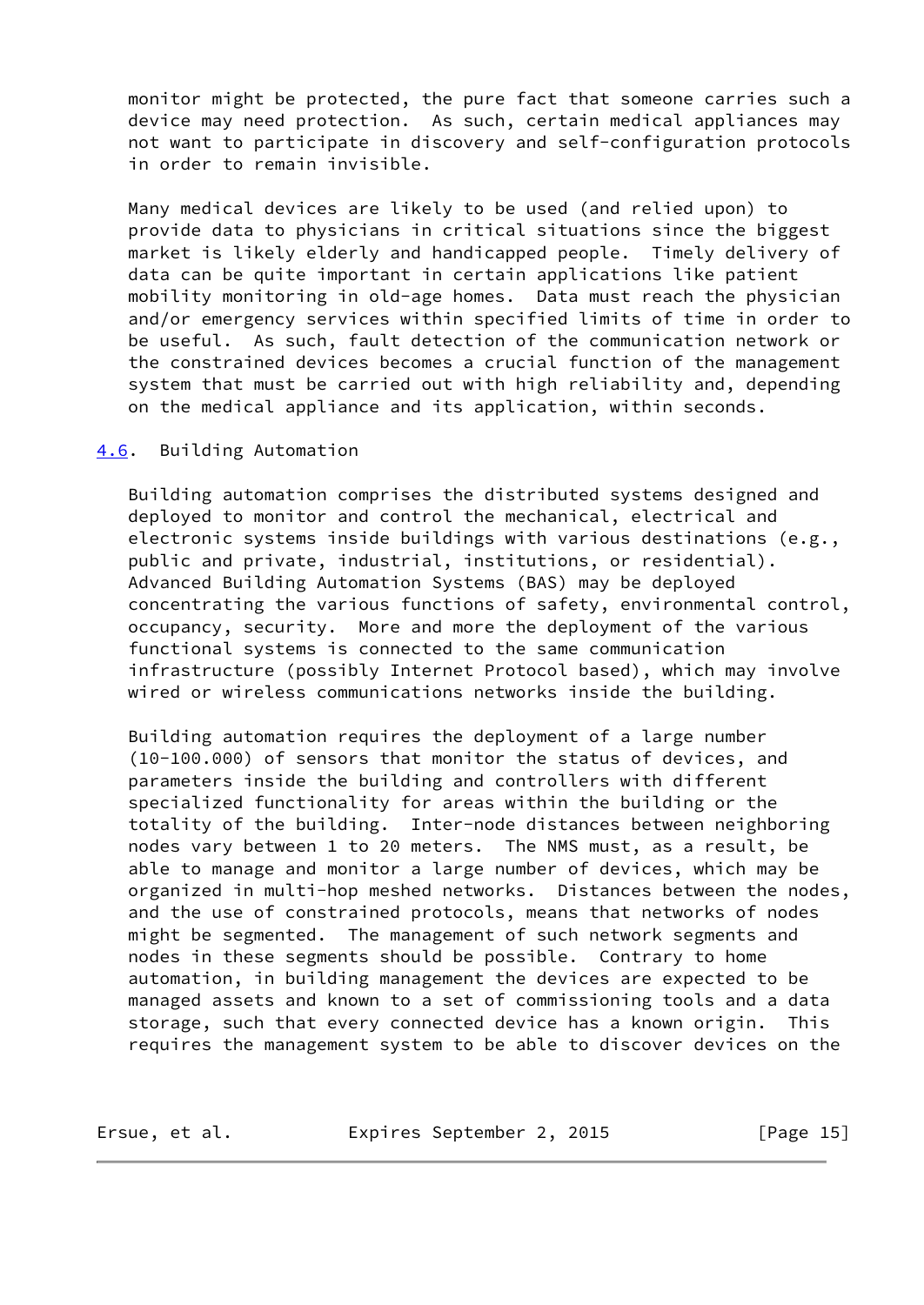monitor might be protected, the pure fact that someone carries such a device may need protection. As such, certain medical appliances may not want to participate in discovery and self-configuration protocols in order to remain invisible.

Many medical devices are likely to be used (and relied upon) to provide data to physicians in critical situations since the biggest market is likely elderly and handicapped people. Timely delivery of data can be quite important in certain applications like patient mobility monitoring in old-age homes. Data must reach the physician and/or emergency services within specified limits of time in order to be useful. As such, fault detection of the communication network or the constrained devices becomes a crucial function of the management system that must be carried out with high reliability and, depending on the medical appliance and its application, within seconds.

## 4.6. Building Automation

Building automation comprises the distributed systems designed and deployed to monitor and control the mechanical, electrical and electronic systems inside buildings with various destinations (e.g., public and private, industrial, institutions, or residential). Advanced Building Automation Systems (BAS) may be deployed concentrating the various functions of safety, environmental control, occupancy, security. More and more the deployment of the various functional systems is connected to the same communication infrastructure (possibly Internet Protocol based), which may involve wired or wireless communications networks inside the building.

Building automation requires the deployment of a large number (10-100.000) of sensors that monitor the status of devices, and parameters inside the building and controllers with different specialized functionality for areas within the building or the totality of the building. Inter-node distances between neighboring nodes vary between 1 to 20 meters. The NMS must, as a result, be able to manage and monitor a large number of devices, which may be organized in multi-hop meshed networks. Distances between the nodes, and the use of constrained protocols, means that networks of nodes might be segmented. The management of such network segments and nodes in these segments should be possible. Contrary to home automation, in building management the devices are expected to be managed assets and known to a set of commissioning tools and a data storage, such that every connected device has a known origin. This requires the management system to be able to discover devices on the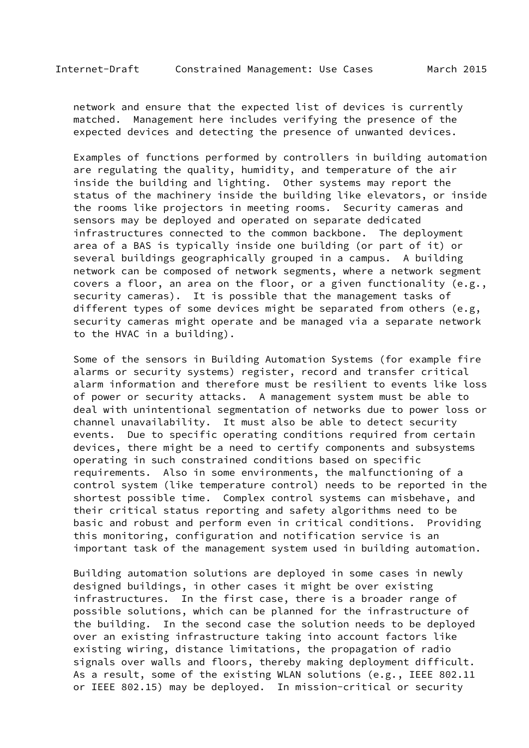network and ensure that the expected list of devices is currently matched. Management here includes verifying the presence of the expected devices and detecting the presence of unwanted devices.

Examples of functions performed by controllers in building automation are regulating the quality, humidity, and temperature of the air inside the building and lighting. Other systems may report the status of the machinery inside the building like elevators, or inside the rooms like projectors in meeting rooms. Security cameras and sensors may be deployed and operated on separate dedicated infrastructures connected to the common backbone. The deployment area of a BAS is typically inside one building (or part of it) or several buildings geographically grouped in a campus. A building network can be composed of network segments, where a network segment covers a floor, an area on the floor, or a given functionality (e.g., security cameras). It is possible that the management tasks of different types of some devices might be separated from others (e.g, security cameras might operate and be managed via a separate network to the HVAC in a building).

Some of the sensors in Building Automation Systems (for example fire alarms or security systems) register, record and transfer critical alarm information and therefore must be resilient to events like loss of power or security attacks. A management system must be able to deal with unintentional segmentation of networks due to power loss or channel unavailability. It must also be able to detect security events. Due to specific operating conditions required from certain devices, there might be a need to certify components and subsystems operating in such constrained conditions based on specific requirements. Also in some environments, the malfunctioning of a control system (like temperature control) needs to be reported in the shortest possible time. Complex control systems can misbehave, and their critical status reporting and safety algorithms need to be basic and robust and perform even in critical conditions. Providing this monitoring, configuration and notification service is an important task of the management system used in building automation.

Building automation solutions are deployed in some cases in newly designed buildings, in other cases it might be over existing infrastructures. In the first case, there is a broader range of possible solutions, which can be planned for the infrastructure of the building. In the second case the solution needs to be deployed over an existing infrastructure taking into account factors like existing wiring, distance limitations, the propagation of radio signals over walls and floors, thereby making deployment difficult. As a result, some of the existing WLAN solutions (e.g., IEEE 802.11 or IEEE 802.15) may be deployed. In mission-critical or security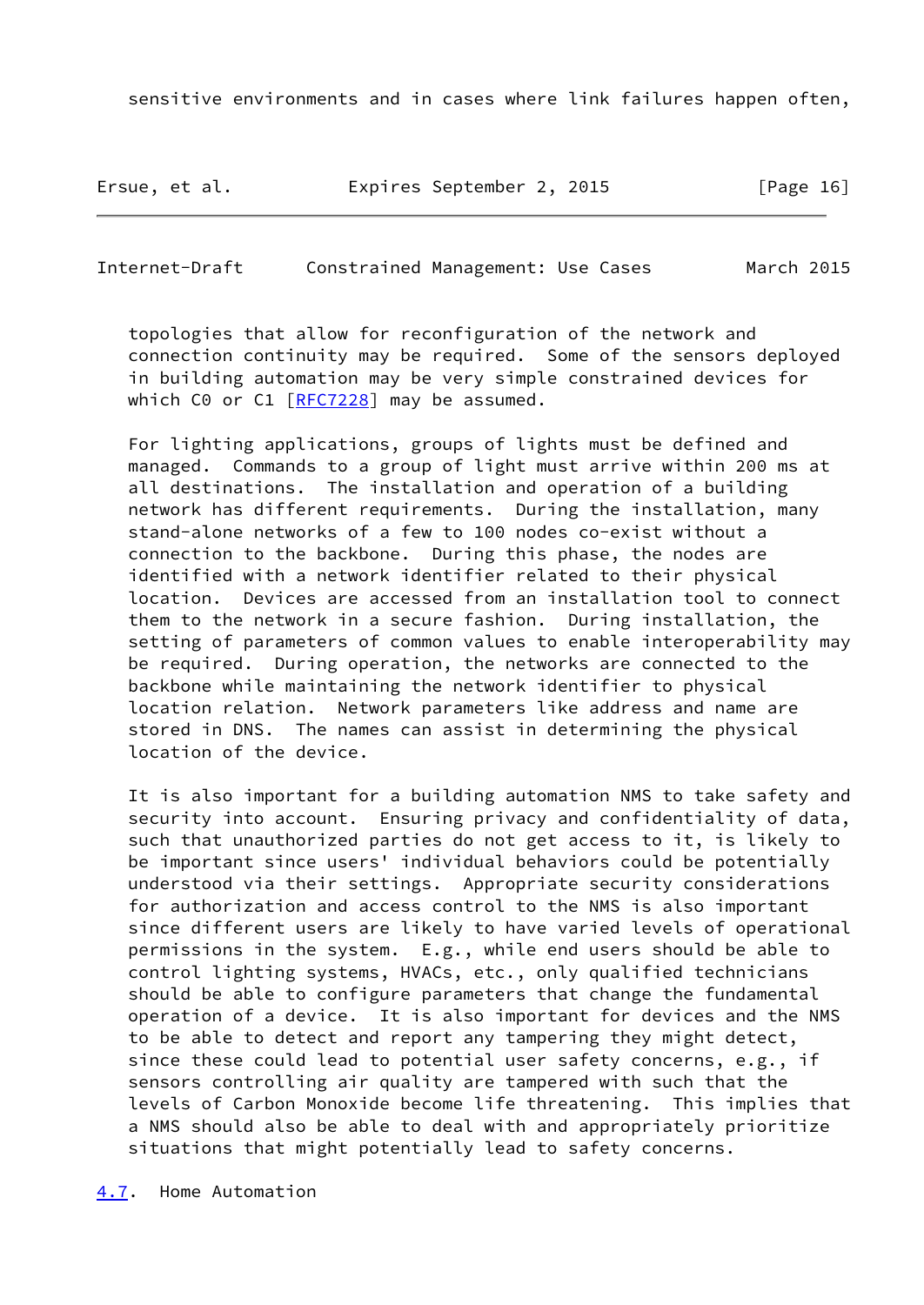sensitive environments and in cases where link failures happen often,

topologies that allow for reconfiguration of the network and connection continuity may be required. Some of the sensors deployed in building automation may be very simple constrained devices for which C0 or C1 [RFC7228] may be assumed.

For lighting applications, groups of lights must be defined and managed. Commands to a group of light must arrive within 200 ms at all destinations. The installation and operation of a building network has different requirements. During the installation, many stand-alone networks of a few to 100 nodes co-exist without a connection to the backbone. During this phase, the nodes are identified with a network identifier related to their physical location. Devices are accessed from an installation tool to connect them to the network in a secure fashion. During installation, the setting of parameters of common values to enable interoperability may be required. During operation, the networks are connected to the backbone while maintaining the network identifier to physical location relation. Network parameters like address and name are stored in DNS. The names can assist in determining the physical location of the device.

It is also important for a building automation NMS to take safety and security into account. Ensuring privacy and confidentiality of data, such that unauthorized parties do not get access to it, is likely to be important since users' individual behaviors could be potentially understood via their settings. Appropriate security considerations for authorization and access control to the NMS is also important since different users are likely to have varied levels of operational permissions in the system. E.g., while end users should be able to control lighting systems, HVACs, etc., only qualified technicians should be able to configure parameters that change the fundamental operation of a device. It is also important for devices and the NMS to be able to detect and report any tampering they might detect, since these could lead to potential user safety concerns, e.g., if sensors controlling air quality are tampered with such that the levels of Carbon Monoxide become life threatening. This implies that a NMS should also be able to deal with and appropriately prioritize situations that might potentially lead to safety concerns.

## 4.7. Home Automation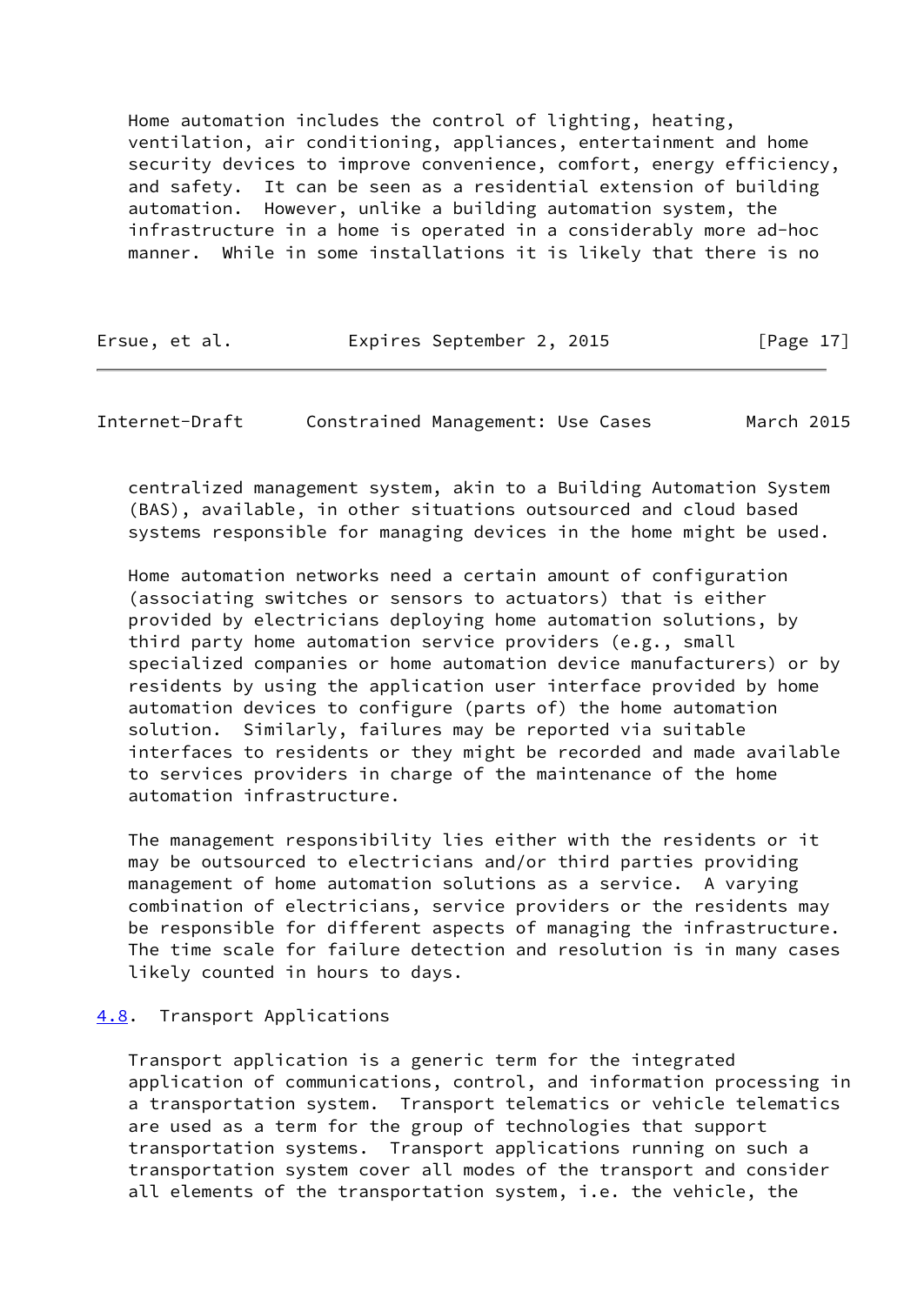Home automation includes the control of lighting, heating, ventilation, air conditioning, appliances, entertainment and home security devices to improve convenience, comfort, energy efficiency, and safety. It can be seen as a residential extension of building automation. However, unlike a building automation system, the infrastructure in a home is operated in a considerably more ad-hoc manner. While in some installations it is likely that there is no centralized management system, akin to a Building Automation System (BAS), available, in other situations outsourced and cloud based systems responsible for managing devices in the home might be used.

Home automation networks need a certain amount of configuration (associating switches or sensors to actuators) that is either provided by electricians deploying home automation solutions, by third party home automation service providers (e.g., small specialized companies or home automation device manufacturers) or by residents by using the application user interface provided by home automation devices to configure (parts of) the home automation solution. Similarly, failures may be reported via suitable interfaces to residents or they might be recorded and made available to services providers in charge of the maintenance of the home automation infrastructure.

The management responsibility lies either with the residents or it may be outsourced to electricians and/or third parties providing management of home automation solutions as a service. A varying combination of electricians, service providers or the residents may be responsible for different aspects of managing the infrastructure. The time scale for failure detection and resolution is in many cases likely counted in hours to days.

## 4.8. Transport Applications

Transport application is a generic term for the integrated application of communications, control, and information processing in a transportation system. Transport telematics or vehicle telematics are used as a term for the group of technologies that support transportation systems. Transport applications running on such a transportation system cover all modes of the transport and consider all elements of the transportation system, i.e. the vehicle, the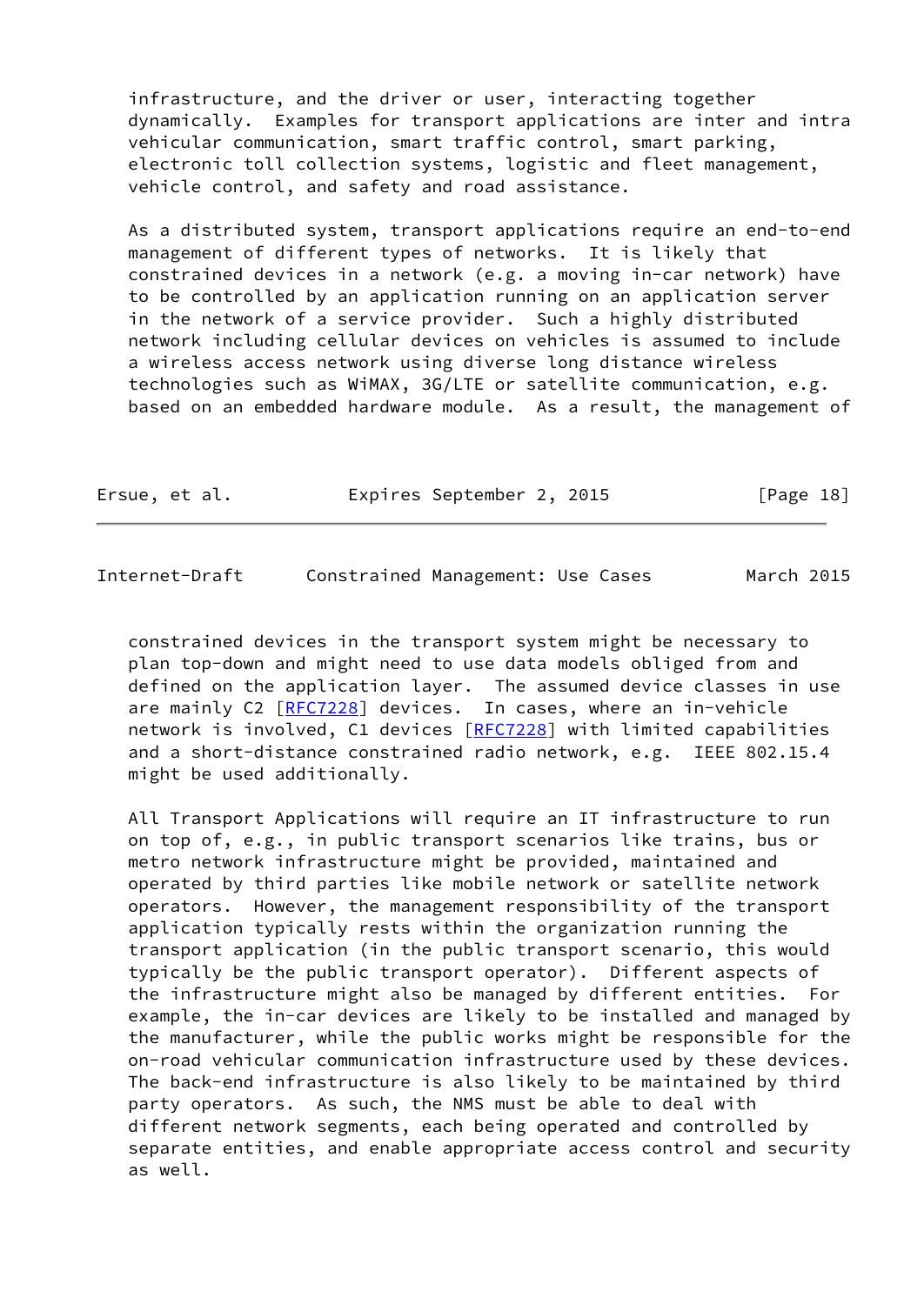infrastructure, and the driver or user, interacting together dynamically. Examples for transport applications are inter and intra vehicular communication, smart traffic control, smart parking, electronic toll collection systems, logistic and fleet management, vehicle control, and safety and road assistance.

As a distributed system, transport applications require an end-to-end management of different types of networks. It is likely that constrained devices in a network (e.g. a moving in-car network) have to be controlled by an application running on an application server in the network of a service provider. Such a highly distributed network including cellular devices on vehicles is assumed to include a wireless access network using diverse long distance wireless technologies such as WiMAX, 3G/LTE or satellite communication, e.g. based on an embedded hardware module. As a result, the management of constrained devices in the transport system might be necessary to plan top-down and might need to use data models obliged from and defined on the application layer. The assumed device classes in use are mainly C2 [RFC7228] devices. In cases, where an in-vehicle network is involved, C1 devices [RFC7228] with limited capabilities and a short-distance constrained radio network, e.g. IEEE 802.15.4 might be used additionally.

All Transport Applications will require an IT infrastructure to run on top of, e.g., in public transport scenarios like trains, bus or metro network infrastructure might be provided, maintained and operated by third parties like mobile network or satellite network operators. However, the management responsibility of the transport application typically rests within the organization running the transport application (in the public transport scenario, this would typically be the public transport operator). Different aspects of the infrastructure might also be managed by different entities. For example, the in-car devices are likely to be installed and managed by the manufacturer, while the public works might be responsible for the on-road vehicular communication infrastructure used by these devices. The back-end infrastructure is also likely to be maintained by third party operators. As such, the NMS must be able to deal with different network segments, each being operated and controlled by separate entities, and enable appropriate access control and security as well.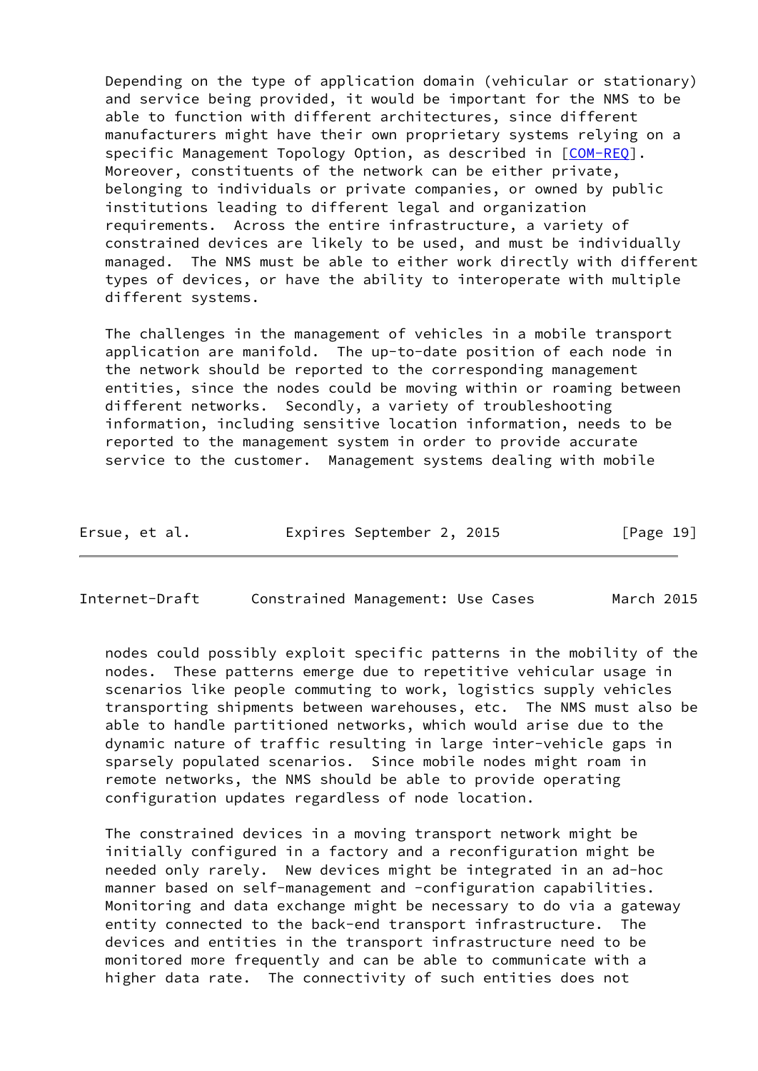Depending on the type of application domain (vehicular or stationary) and service being provided, it would be important for the NMS to be able to function with different architectures, since different manufacturers might have their own proprietary systems relying on a specific Management Topology Option, as described in [COM-REQ]. Moreover, constituents of the network can be either private, belonging to individuals or private companies, or owned by public institutions leading to different legal and organization requirements. Across the entire infrastructure, a variety of constrained devices are likely to be used, and must be individually managed. The NMS must be able to either work directly with different types of devices, or have the ability to interoperate with multiple different systems.

The challenges in the management of vehicles in a mobile transport application are manifold. The up-to-date position of each node in the network should be reported to the corresponding management entities, since the nodes could be moving within or roaming between different networks. Secondly, a variety of troubleshooting information, including sensitive location information, needs to be reported to the management system in order to provide accurate service to the customer. Management systems dealing with mobile nodes could possibly exploit specific patterns in the mobility of the nodes. These patterns emerge due to repetitive vehicular usage in scenarios like people commuting to work, logistics supply vehicles transporting shipments between warehouses, etc. The NMS must also be able to handle partitioned networks, which would arise due to the dynamic nature of traffic resulting in large inter-vehicle gaps in sparsely populated scenarios. Since mobile nodes might roam in remote networks, the NMS should be able to provide operating configuration updates regardless of node location.

The constrained devices in a moving transport network might be initially configured in a factory and a reconfiguration might be needed only rarely. New devices might be integrated in an ad-hoc manner based on self-management and -configuration capabilities. Monitoring and data exchange might be necessary to do via a gateway entity connected to the back-end transport infrastructure. The devices and entities in the transport infrastructure need to be monitored more frequently and can be able to communicate with a higher data rate. The connectivity of such entities does not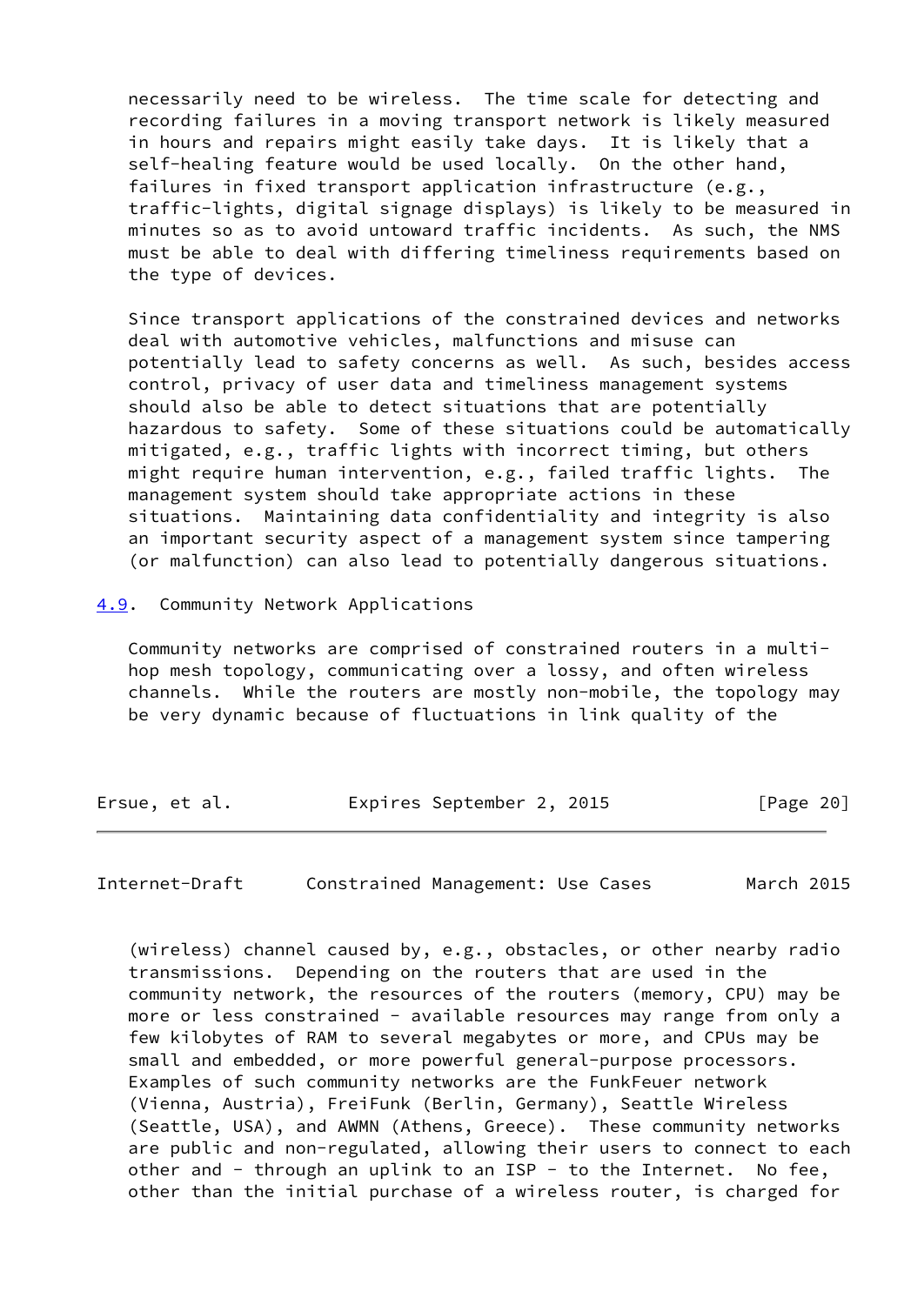necessarily need to be wireless. The time scale for detecting and recording failures in a moving transport network is likely measured in hours and repairs might easily take days. It is likely that a self-healing feature would be used locally. On the other hand, failures in fixed transport application infrastructure (e.g., traffic-lights, digital signage displays) is likely to be measured in minutes so as to avoid untoward traffic incidents. As such, the NMS must be able to deal with differing timeliness requirements based on the type of devices.

Since transport applications of the constrained devices and networks deal with automotive vehicles, malfunctions and misuse can potentially lead to safety concerns as well. As such, besides access control, privacy of user data and timeliness management systems should also be able to detect situations that are potentially hazardous to safety. Some of these situations could be automatically mitigated, e.g., traffic lights with incorrect timing, but others might require human intervention, e.g., failed traffic lights. The management system should take appropriate actions in these situations. Maintaining data confidentiality and integrity is also an important security aspect of a management system since tampering (or malfunction) can also lead to potentially dangerous situations.

## 4.9. Community Network Applications

Community networks are comprised of constrained routers in a multi-hop mesh topology, communicating over a lossy, and often wireless channels. While the routers are mostly non-mobile, the topology may be very dynamic because of fluctuations in link quality of the (wireless) channel caused by, e.g., obstacles, or other nearby radio transmissions. Depending on the routers that are used in the community network, the resources of the routers (memory, CPU) may be more or less constrained - available resources may range from only a few kilobytes of RAM to several megabytes or more, and CPUs may be small and embedded, or more powerful general-purpose processors. Examples of such community networks are the FunkFeuer network (Vienna, Austria), FreiFunk (Berlin, Germany), Seattle Wireless (Seattle, USA), and AWMN (Athens, Greece). These community networks are public and non-regulated, allowing their users to connect to each other and - through an uplink to an ISP - to the Internet. No fee, other than the initial purchase of a wireless router, is charged for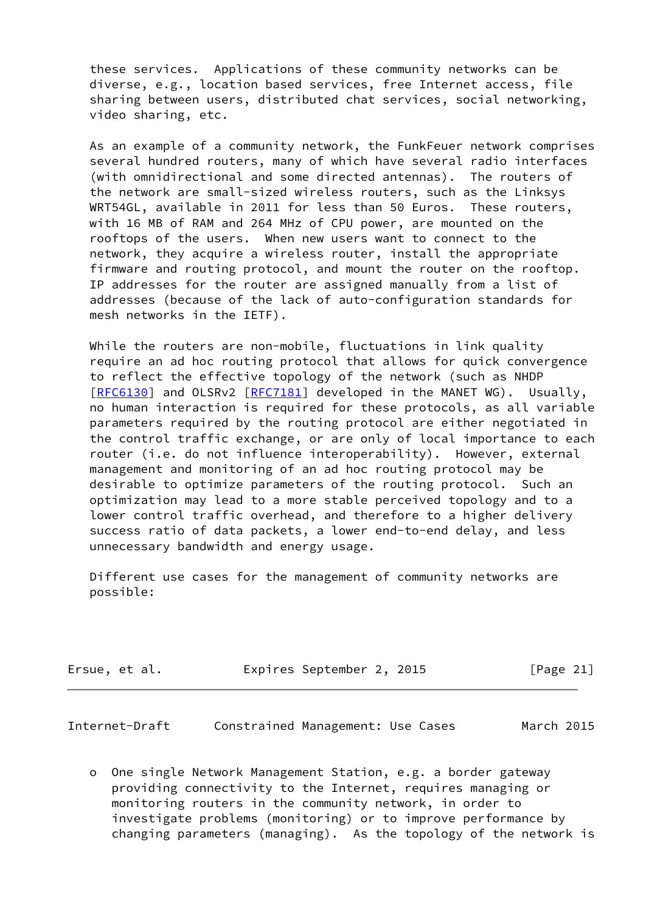these services. Applications of these community networks can be diverse, e.g., location based services, free Internet access, file sharing between users, distributed chat services, social networking, video sharing, etc.

As an example of a community network, the FunkFeuer network comprises several hundred routers, many of which have several radio interfaces (with omnidirectional and some directed antennas). The routers of the network are small-sized wireless routers, such as the Linksys WRT54GL, available in 2011 for less than 50 Euros. These routers, with 16 MB of RAM and 264 MHz of CPU power, are mounted on the rooftops of the users. When new users want to connect to the network, they acquire a wireless router, install the appropriate firmware and routing protocol, and mount the router on the rooftop. IP addresses for the router are assigned manually from a list of addresses (because of the lack of auto-configuration standards for mesh networks in the IETF).

While the routers are non-mobile, fluctuations in link quality require an ad hoc routing protocol that allows for quick convergence to reflect the effective topology of the network (such as NHDP [RFC6130] and OLSRv2 [RFC7181] developed in the MANET WG). Usually, no human interaction is required for these protocols, as all variable parameters required by the routing protocol are either negotiated in the control traffic exchange, or are only of local importance to each router (i.e. do not influence interoperability). However, external management and monitoring of an ad hoc routing protocol may be desirable to optimize parameters of the routing protocol. Such an optimization may lead to a more stable perceived topology and to a lower control traffic overhead, and therefore to a higher delivery success ratio of data packets, a lower end-to-end delay, and less unnecessary bandwidth and energy usage.

Different use cases for the management of community networks are possible:

- One single Network Management Station, e.g. a border gateway providing connectivity to the Internet, requires managing or monitoring routers in the community network, in order to investigate problems (monitoring) or to improve performance by changing parameters (managing). As the topology of the network is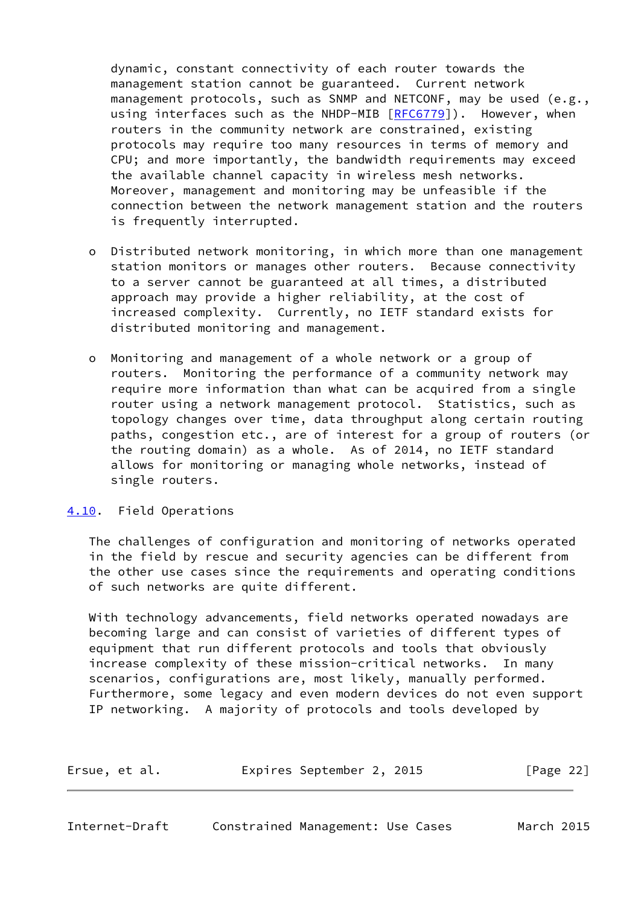dynamic, constant connectivity of each router towards the management station cannot be guaranteed. Current network management protocols, such as SNMP and NETCONF, may be used (e.g., using interfaces such as the NHDP-MIB [RFC6779]). However, when routers in the community network are constrained, existing protocols may require too many resources in terms of memory and CPU; and more importantly, the bandwidth requirements may exceed the available channel capacity in wireless mesh networks. Moreover, management and monitoring may be unfeasible if the connection between the network management station and the routers is frequently interrupted.

- Distributed network monitoring, in which more than one management station monitors or manages other routers. Because connectivity to a server cannot be guaranteed at all times, a distributed approach may provide a higher reliability, at the cost of increased complexity. Currently, no IETF standard exists for distributed monitoring and management.

- Monitoring and management of a whole network or a group of routers. Monitoring the performance of a community network may require more information than what can be acquired from a single router using a network management protocol. Statistics, such as topology changes over time, data throughput along certain routing paths, congestion etc., are of interest for a group of routers (or the routing domain) as a whole. As of 2014, no IETF standard allows for monitoring or managing whole networks, instead of single routers.

## 4.10. Field Operations

The challenges of configuration and monitoring of networks operated in the field by rescue and security agencies can be different from the other use cases since the requirements and operating conditions of such networks are quite different.

With technology advancements, field networks operated nowadays are becoming large and can consist of varieties of different types of equipment that run different protocols and tools that obviously increase complexity of these mission-critical networks. In many scenarios, configurations are, most likely, manually performed. Furthermore, some legacy and even modern devices do not even support IP networking. A majority of protocols and tools developed by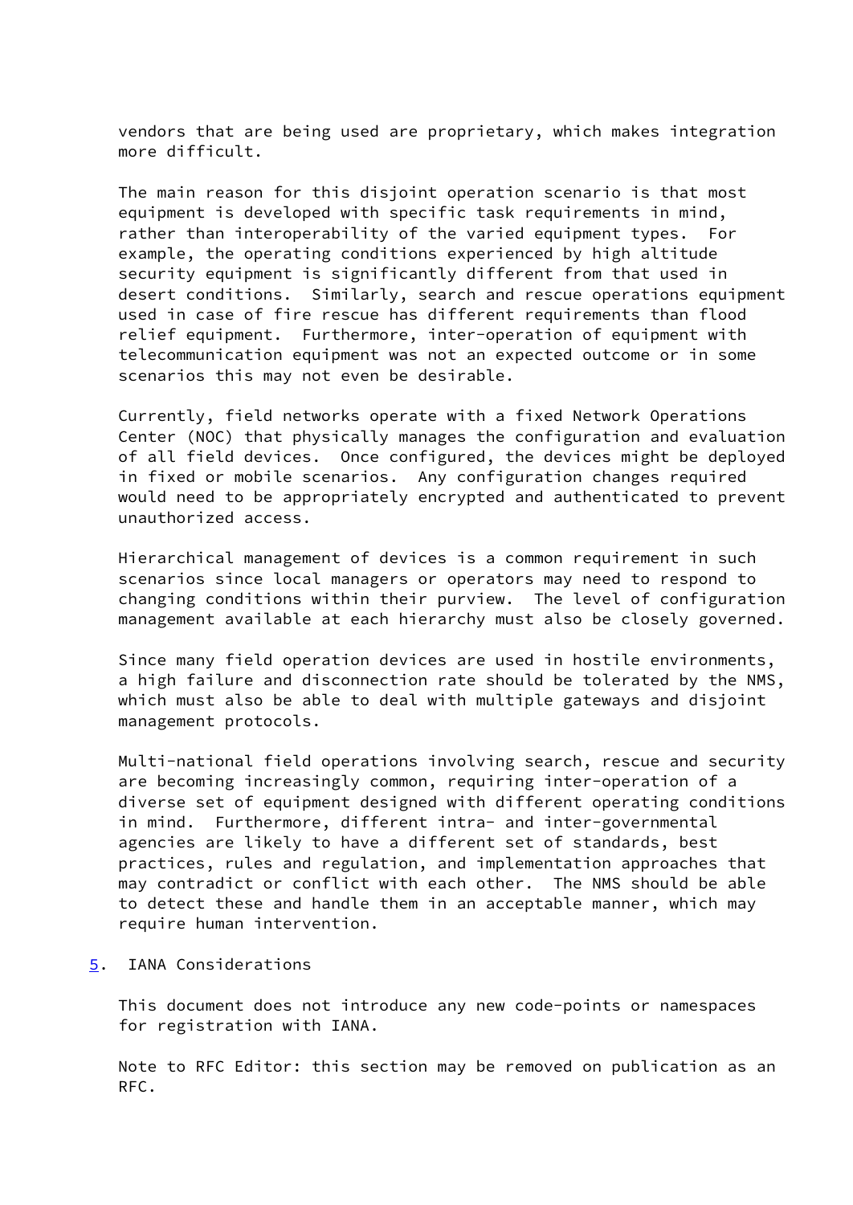vendors that are being used are proprietary, which makes integration more difficult.

The main reason for this disjoint operation scenario is that most equipment is developed with specific task requirements in mind, rather than interoperability of the varied equipment types. For example, the operating conditions experienced by high altitude security equipment is significantly different from that used in desert conditions. Similarly, search and rescue operations equipment used in case of fire rescue has different requirements than flood relief equipment. Furthermore, inter-operation of equipment with telecommunication equipment was not an expected outcome or in some scenarios this may not even be desirable.

Currently, field networks operate with a fixed Network Operations Center (NOC) that physically manages the configuration and evaluation of all field devices. Once configured, the devices might be deployed in fixed or mobile scenarios. Any configuration changes required would need to be appropriately encrypted and authenticated to prevent unauthorized access.

Hierarchical management of devices is a common requirement in such scenarios since local managers or operators may need to respond to changing conditions within their purview. The level of configuration management available at each hierarchy must also be closely governed.

Since many field operation devices are used in hostile environments, a high failure and disconnection rate should be tolerated by the NMS, which must also be able to deal with multiple gateways and disjoint management protocols.

Multi-national field operations involving search, rescue and security are becoming increasingly common, requiring inter-operation of a diverse set of equipment designed with different operating conditions in mind. Furthermore, different intra- and inter-governmental agencies are likely to have a different set of standards, best practices, rules and regulation, and implementation approaches that may contradict or conflict with each other. The NMS should be able to detect these and handle them in an acceptable manner, which may require human intervention.

## 5. IANA Considerations

This document does not introduce any new code-points or namespaces for registration with IANA.

Note to RFC Editor: this section may be removed on publication as an RFC.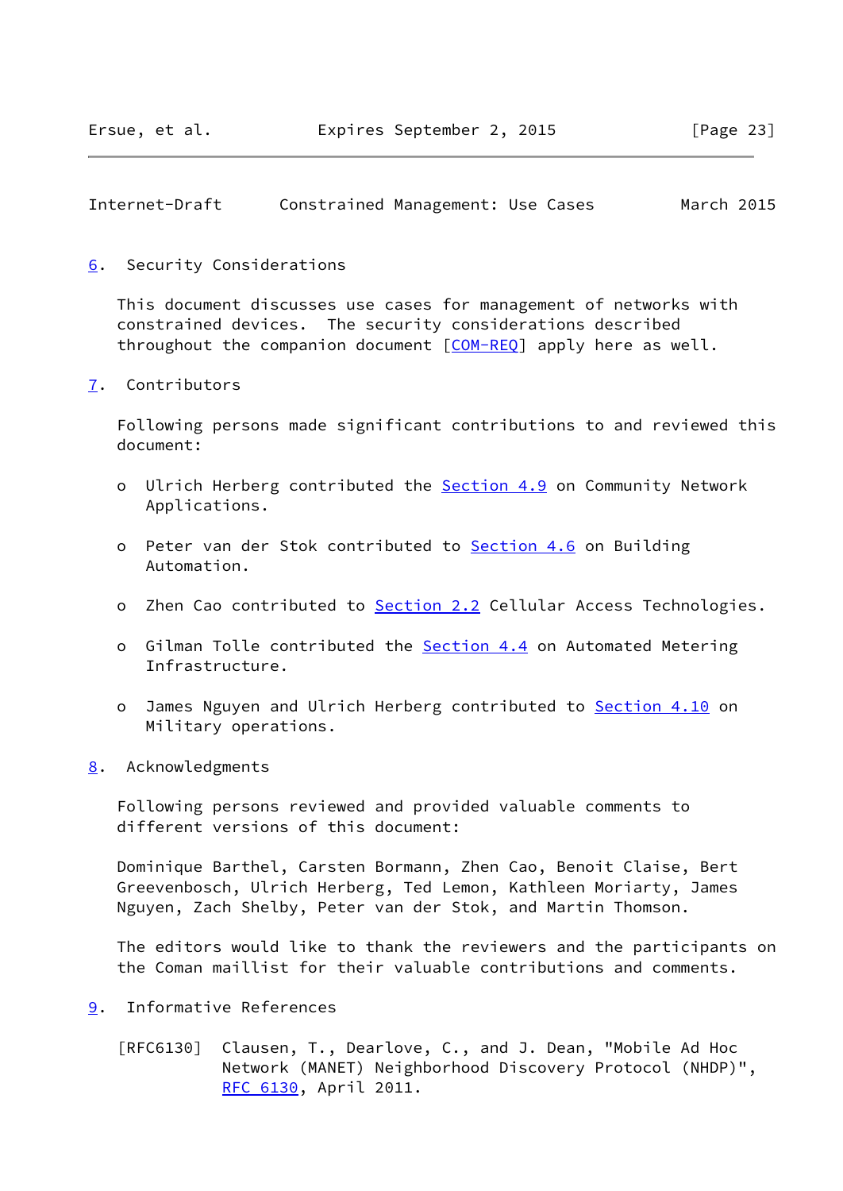## 6. Security Considerations

This document discusses use cases for management of networks with constrained devices. The security considerations described throughout the companion document [COM-REQ] apply here as well.

## 7. Contributors

Following persons made significant contributions to and reviewed this document:

- Ulrich Herberg contributed the Section 4.9 on Community Network Applications.
- Peter van der Stok contributed to Section 4.6 on Building Automation.
- Zhen Cao contributed to Section 2.2 Cellular Access Technologies.
- Gilman Tolle contributed the Section 4.4 on Automated Metering Infrastructure.
- James Nguyen and Ulrich Herberg contributed to Section 4.10 on Military operations.

## 8. Acknowledgments

Following persons reviewed and provided valuable comments to different versions of this document:

Dominique Barthel, Carsten Bormann, Zhen Cao, Benoit Claise, Bert Greevenbosch, Ulrich Herberg, Ted Lemon, Kathleen Moriarty, James Nguyen, Zach Shelby, Peter van der Stok, and Martin Thomson.

The editors would like to thank the reviewers and the participants on the Coman maillist for their valuable contributions and comments.

## 9. Informative References

[RFC6130] Clausen, T., Dearlove, C., and J. Dean, "Mobile Ad Hoc Network (MANET) Neighborhood Discovery Protocol (NHDP)", RFC 6130, April 2011.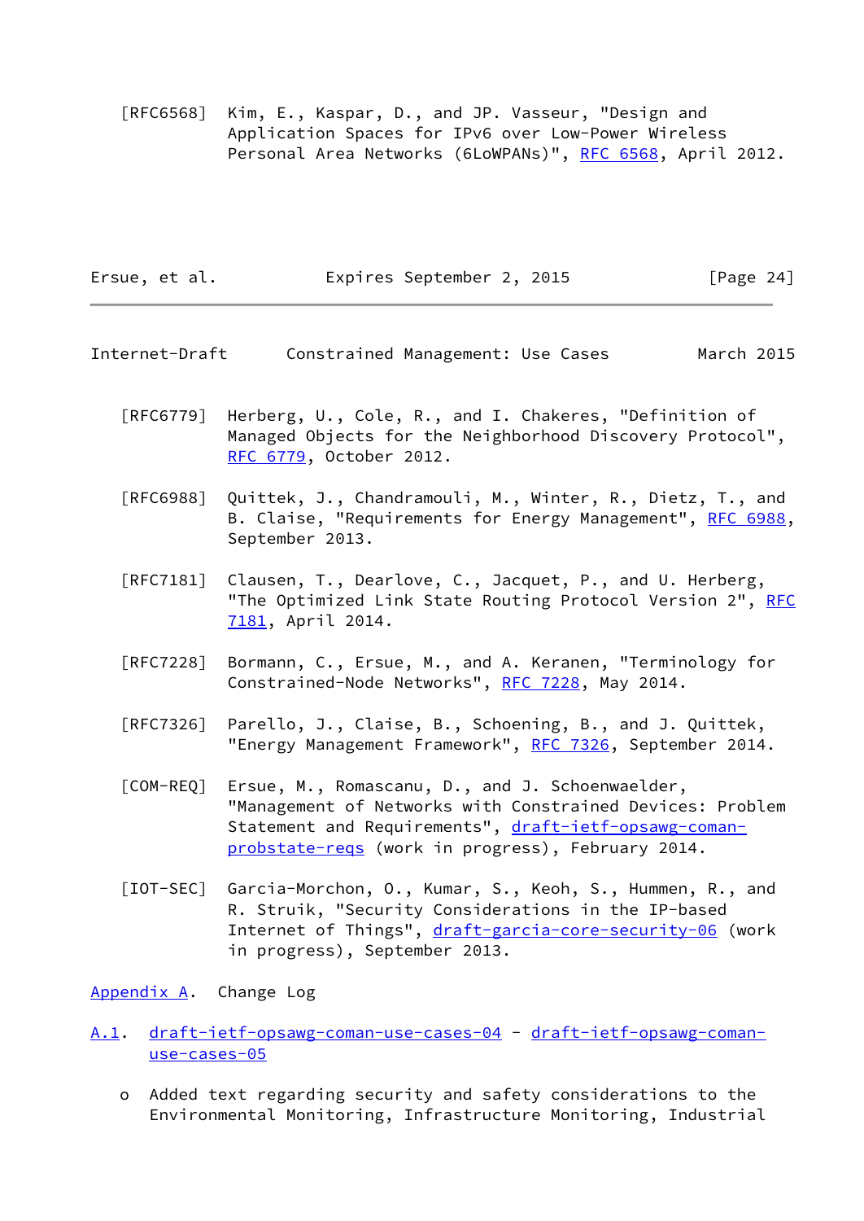[RFC6568] Kim, E., Kaspar, D., and JP. Vasseur, "Design and Application Spaces for IPv6 over Low-Power Wireless Personal Area Networks (6LoWPANs)", RFC 6568, April 2012.

[RFC6779] Herberg, U., Cole, R., and I. Chakeres, "Definition of Managed Objects for the Neighborhood Discovery Protocol", RFC 6779, October 2012.

[RFC6988] Quittek, J., Chandramouli, M., Winter, R., Dietz, T., and B. Claise, "Requirements for Energy Management", RFC 6988, September 2013.

[RFC7181] Clausen, T., Dearlove, C., Jacquet, P., and U. Herberg, "The Optimized Link State Routing Protocol Version 2", RFC 7181, April 2014.

[RFC7228] Bormann, C., Ersue, M., and A. Keranen, "Terminology for Constrained-Node Networks", RFC 7228, May 2014.

[RFC7326] Parello, J., Claise, B., Schoening, B., and J. Quittek, "Energy Management Framework", RFC 7326, September 2014.

[COM-REQ] Ersue, M., Romascanu, D., and J. Schoenwaelder, "Management of Networks with Constrained Devices: Problem Statement and Requirements", draft-ietf-opsawg-coman-probstate-reqs (work in progress), February 2014.

[IOT-SEC] Garcia-Morchon, O., Kumar, S., Keoh, S., Hummen, R., and R. Struik, "Security Considerations in the IP-based Internet of Things", draft-garcia-core-security-06 (work in progress), September 2013.

# Appendix A. Change Log

## A.1. draft-ietf-opsawg-coman-use-cases-04 - draft-ietf-opsawg-coman-use-cases-05

- Added text regarding security and safety considerations to the Environmental Monitoring, Infrastructure Monitoring, Industrial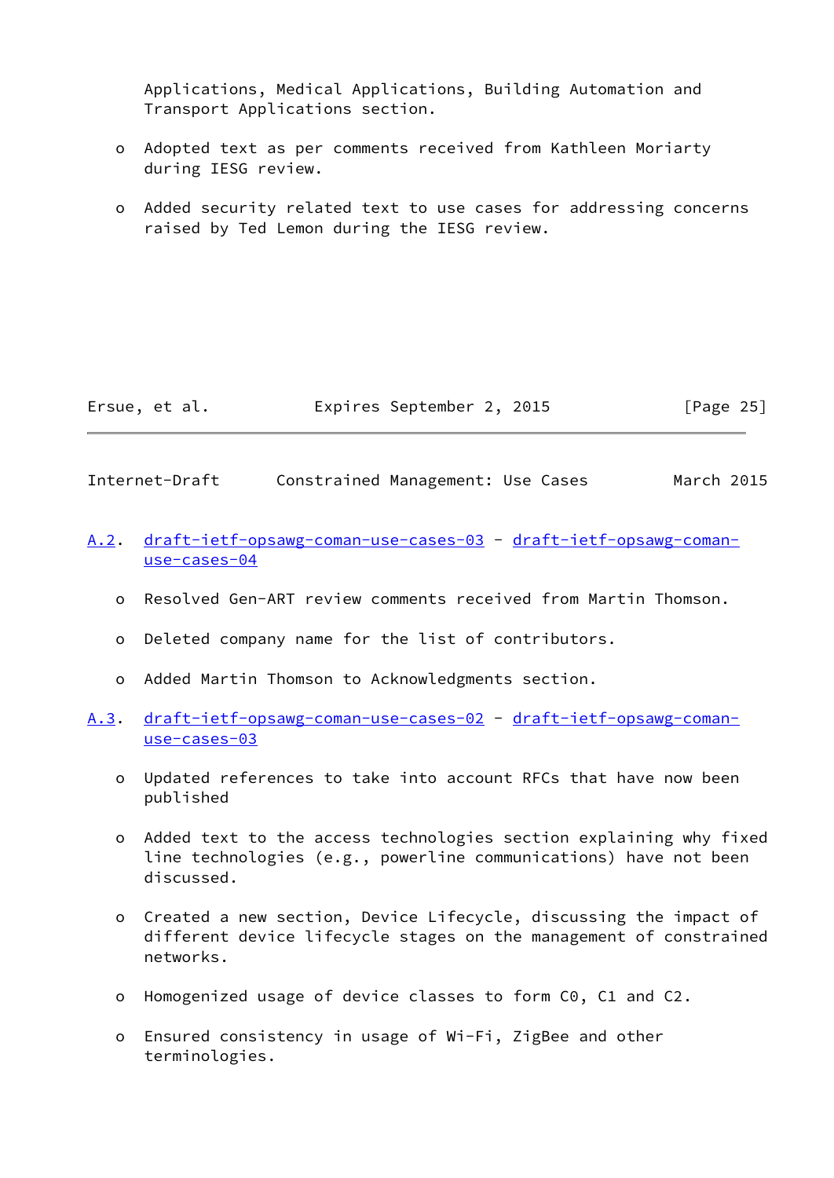Applications, Medical Applications, Building Automation and Transport Applications section.

- Adopted text as per comments received from Kathleen Moriarty during IESG review.

- Added security related text to use cases for addressing concerns raised by Ted Lemon during the IESG review.

### A.2. draft-ietf-opsawg-coman-use-cases-03 - draft-ietf-opsawg-coman-use-cases-04

- Resolved Gen-ART review comments received from Martin Thomson.

- Deleted company name for the list of contributors.

- Added Martin Thomson to Acknowledgments section.

### A.3. draft-ietf-opsawg-coman-use-cases-02 - draft-ietf-opsawg-coman-use-cases-03

- Updated references to take into account RFCs that have now been published

- Added text to the access technologies section explaining why fixed line technologies (e.g., powerline communications) have not been discussed.

- Created a new section, Device Lifecycle, discussing the impact of different device lifecycle stages on the management of constrained networks.

- Homogenized usage of device classes to form C0, C1 and C2.

- Ensured consistency in usage of Wi-Fi, ZigBee and other terminologies.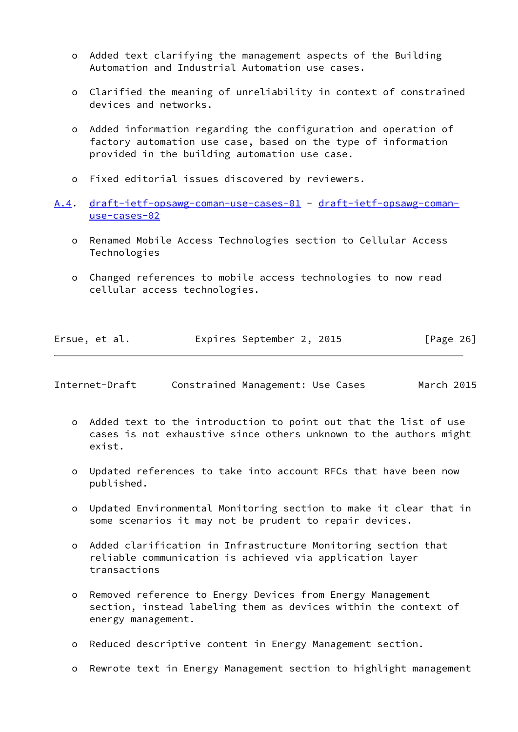- Added text clarifying the management aspects of the Building Automation and Industrial Automation use cases.

- Clarified the meaning of unreliability in context of constrained devices and networks.

- Added information regarding the configuration and operation of factory automation use case, based on the type of information provided in the building automation use case.

- Fixed editorial issues discovered by reviewers.

### A.4. draft-ietf-opsawg-coman-use-cases-01 - draft-ietf-opsawg-coman-use-cases-02

- Renamed Mobile Access Technologies section to Cellular Access Technologies

- Changed references to mobile access technologies to now read cellular access technologies.

- Added text to the introduction to point out that the list of use cases is not exhaustive since others unknown to the authors might exist.

- Updated references to take into account RFCs that have been now published.

- Updated Environmental Monitoring section to make it clear that in some scenarios it may not be prudent to repair devices.

- Added clarification in Infrastructure Monitoring section that reliable communication is achieved via application layer transactions

- Removed reference to Energy Devices from Energy Management section, instead labeling them as devices within the context of energy management.

- Reduced descriptive content in Energy Management section.

- Rewrote text in Energy Management section to highlight management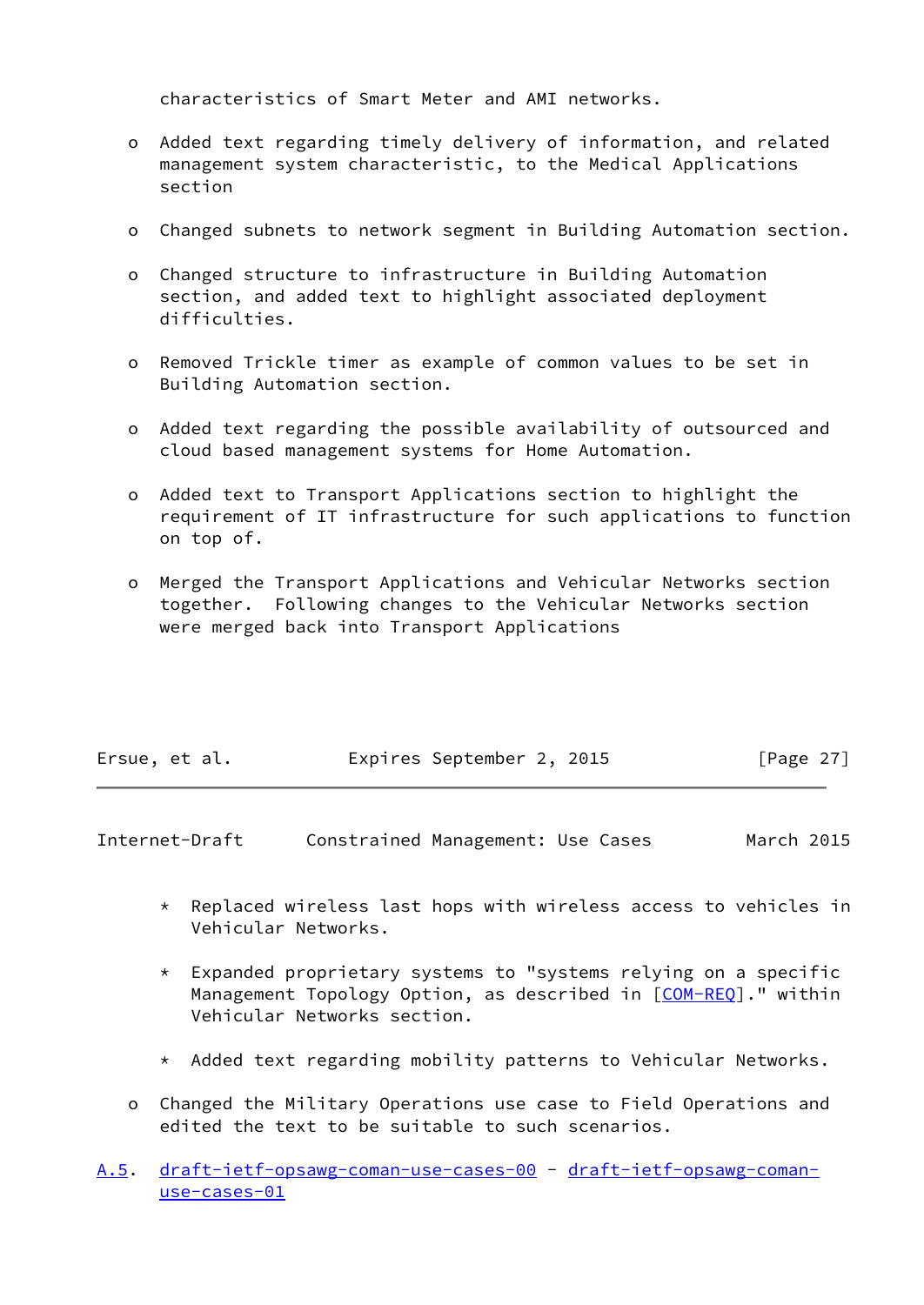characteristics of Smart Meter and AMI networks.

- Added text regarding timely delivery of information, and related management system characteristic, to the Medical Applications section

- Changed subnets to network segment in Building Automation section.

- Changed structure to infrastructure in Building Automation section, and added text to highlight associated deployment difficulties.

- Removed Trickle timer as example of common values to be set in Building Automation section.

- Added text regarding the possible availability of outsourced and cloud based management systems for Home Automation.

- Added text to Transport Applications section to highlight the requirement of IT infrastructure for such applications to function on top of.

- Merged the Transport Applications and Vehicular Networks section together. Following changes to the Vehicular Networks section were merged back into Transport Applications

  * Replaced wireless last hops with wireless access to vehicles in Vehicular Networks.

  * Expanded proprietary systems to "systems relying on a specific Management Topology Option, as described in [COM-REQ]." within Vehicular Networks section.

  * Added text regarding mobility patterns to Vehicular Networks.

- Changed the Military Operations use case to Field Operations and edited the text to be suitable to such scenarios.

### A.5. draft-ietf-opsawg-coman-use-cases-00 - draft-ietf-opsawg-coman-use-cases-01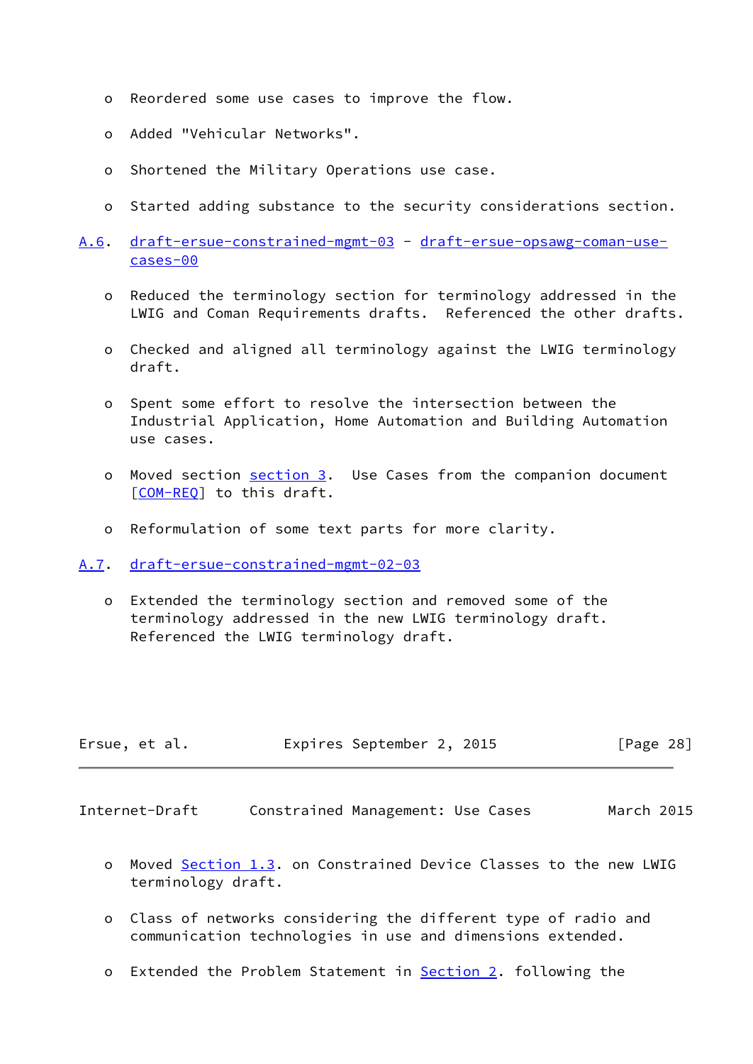- Reordered some use cases to improve the flow.
- Added "Vehicular Networks".
- Shortened the Military Operations use case.
- Started adding substance to the security considerations section.

### A.6. draft-ersue-constrained-mgmt-03 - draft-ersue-opsawg-coman-use-cases-00

- Reduced the terminology section for terminology addressed in the LWIG and Coman Requirements drafts. Referenced the other drafts.
- Checked and aligned all terminology against the LWIG terminology draft.
- Spent some effort to resolve the intersection between the Industrial Application, Home Automation and Building Automation use cases.
- Moved section section 3. Use Cases from the companion document [COM-REQ] to this draft.
- Reformulation of some text parts for more clarity.

### A.7. draft-ersue-constrained-mgmt-02-03

- Extended the terminology section and removed some of the terminology addressed in the new LWIG terminology draft. Referenced the LWIG terminology draft.
- Moved Section 1.3. on Constrained Device Classes to the new LWIG terminology draft.
- Class of networks considering the different type of radio and communication technologies in use and dimensions extended.
- Extended the Problem Statement in Section 2. following the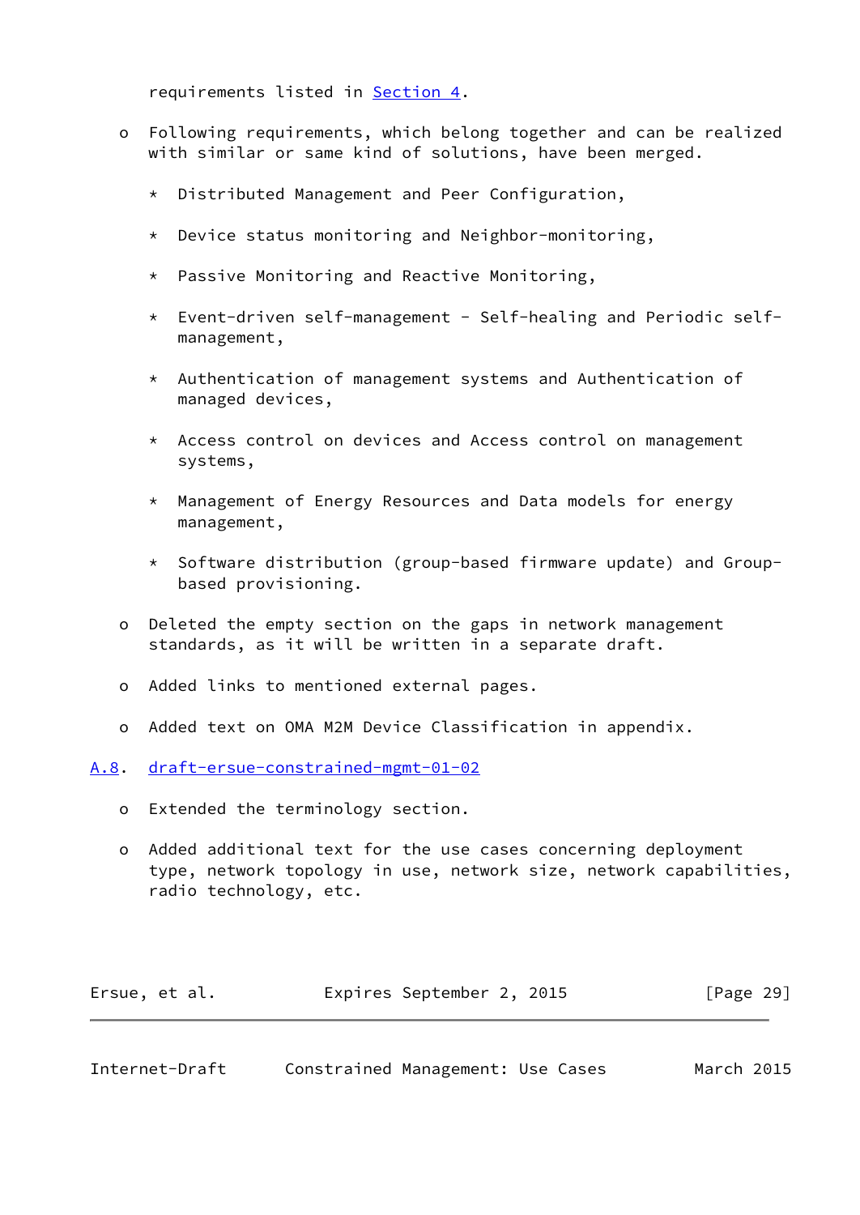requirements listed in Section 4.

- Following requirements, which belong together and can be realized with similar or same kind of solutions, have been merged.

  * Distributed Management and Peer Configuration,

  * Device status monitoring and Neighbor-monitoring,

  * Passive Monitoring and Reactive Monitoring,

  * Event-driven self-management - Self-healing and Periodic self-management,

  * Authentication of management systems and Authentication of managed devices,

  * Access control on devices and Access control on management systems,

  * Management of Energy Resources and Data models for energy management,

  * Software distribution (group-based firmware update) and Group-based provisioning.

- Deleted the empty section on the gaps in network management standards, as it will be written in a separate draft.

- Added links to mentioned external pages.

- Added text on OMA M2M Device Classification in appendix.

## A.8. draft-ersue-constrained-mgmt-01-02

- Extended the terminology section.

- Added additional text for the use cases concerning deployment type, network topology in use, network size, network capabilities, radio technology, etc.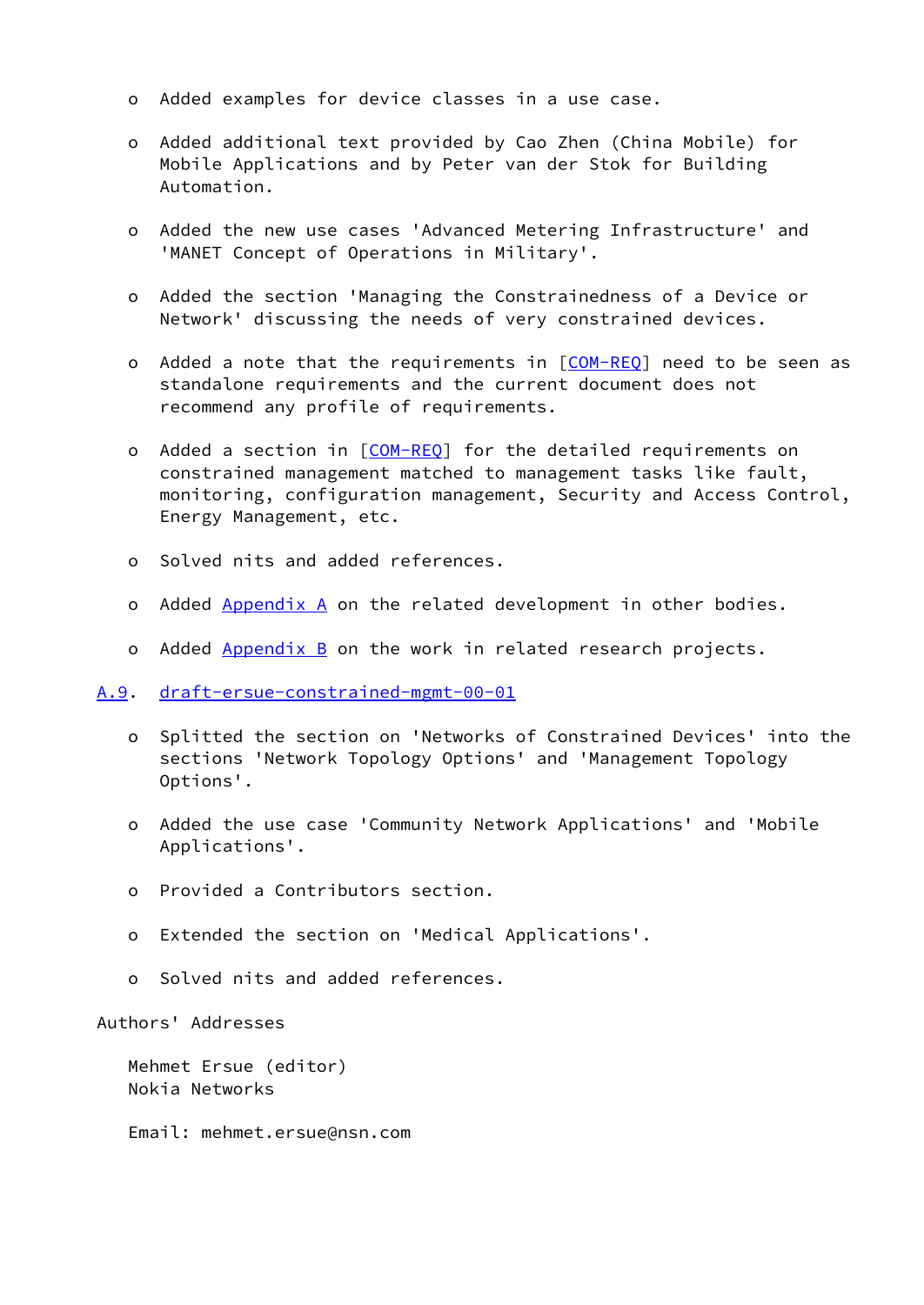- Added examples for device classes in a use case.

- Added additional text provided by Cao Zhen (China Mobile) for Mobile Applications and by Peter van der Stok for Building Automation.

- Added the new use cases 'Advanced Metering Infrastructure' and 'MANET Concept of Operations in Military'.

- Added the section 'Managing the Constrainedness of a Device or Network' discussing the needs of very constrained devices.

- Added a note that the requirements in [COM-REQ] need to be seen as standalone requirements and the current document does not recommend any profile of requirements.

- Added a section in [COM-REQ] for the detailed requirements on constrained management matched to management tasks like fault, monitoring, configuration management, Security and Access Control, Energy Management, etc.

- Solved nits and added references.

- Added Appendix A on the related development in other bodies.

- Added Appendix B on the work in related research projects.

### A.9. draft-ersue-constrained-mgmt-00-01

- Splitted the section on 'Networks of Constrained Devices' into the sections 'Network Topology Options' and 'Management Topology Options'.

- Added the use case 'Community Network Applications' and 'Mobile Applications'.

- Provided a Contributors section.

- Extended the section on 'Medical Applications'.

- Solved nits and added references.

## Authors' Addresses

Mehmet Ersue (editor)
Nokia Networks

Email: mehmet.ersue@nsn.com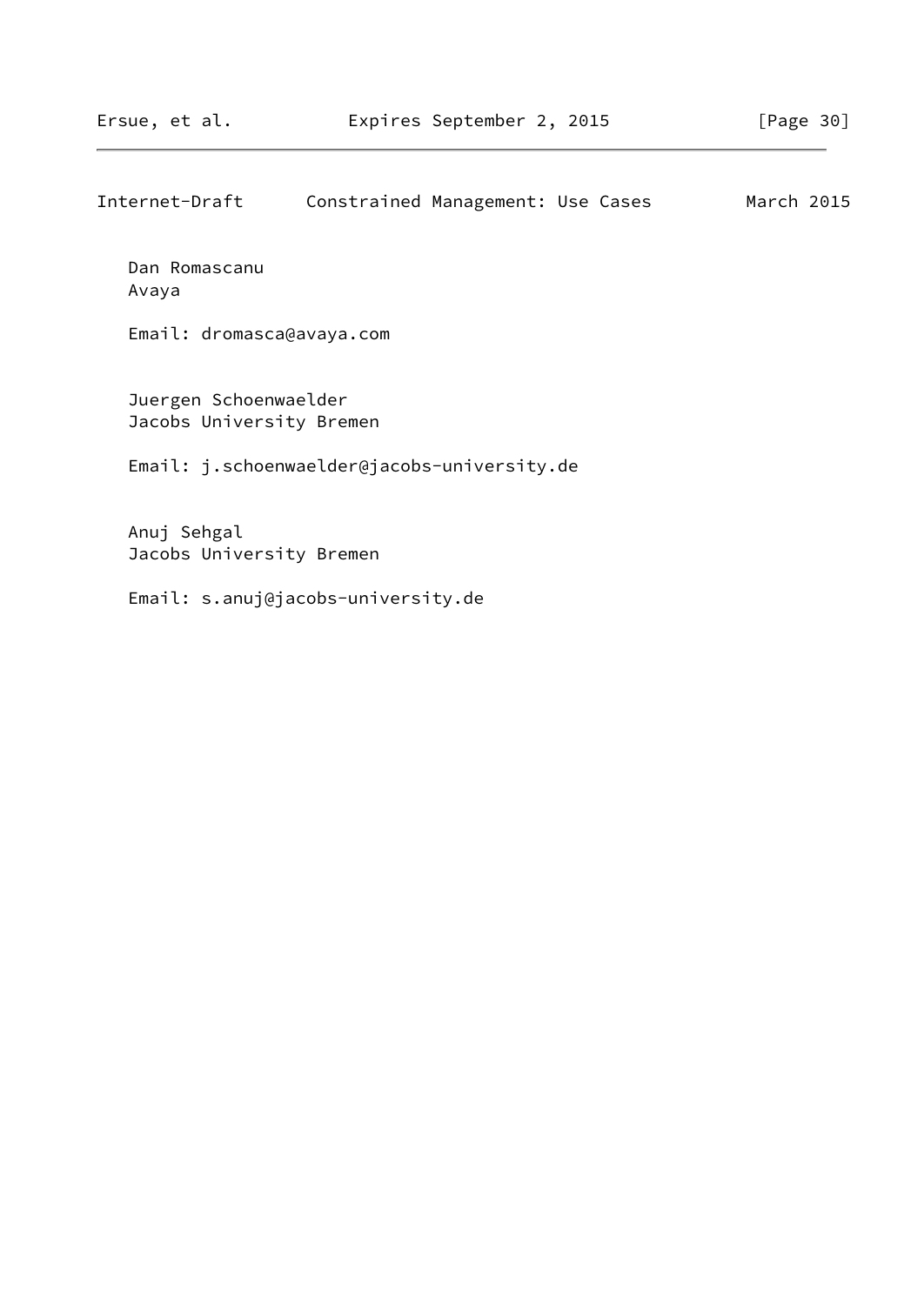Dan Romascanu
Avaya

Email: dromasca@avaya.com

Juergen Schoenwaelder
Jacobs University Bremen

Email: j.schoenwaelder@jacobs-university.de

Anuj Sehgal
Jacobs University Bremen

Email: s.anuj@jacobs-university.de